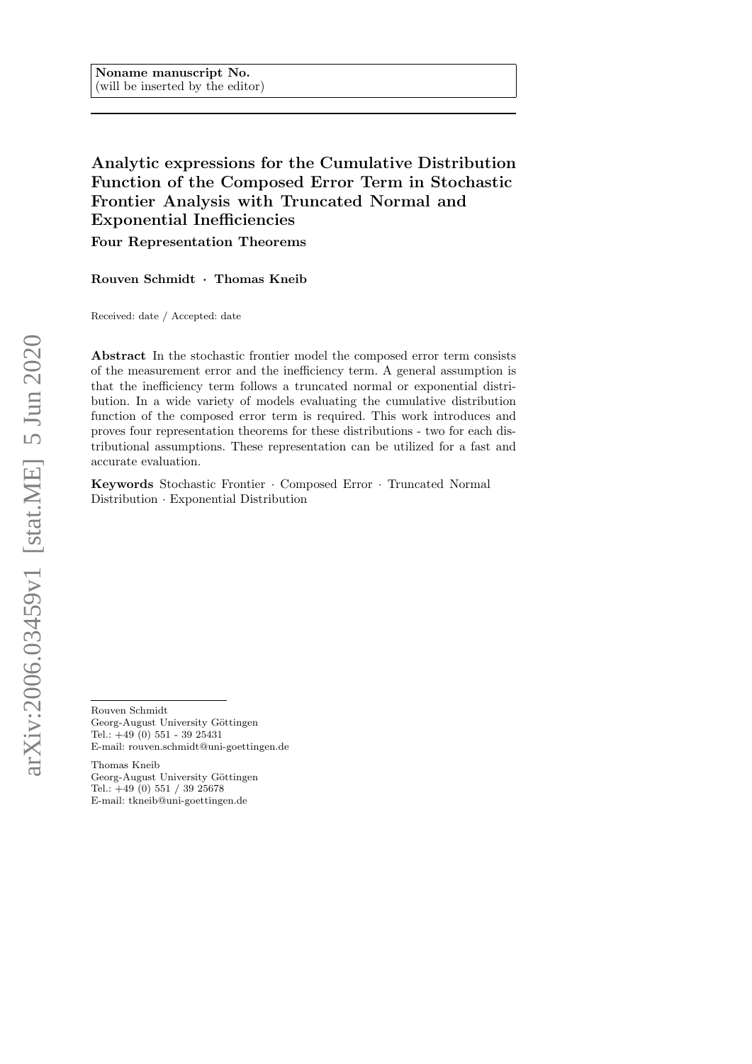Noname manuscript No.
(will be inserted by the editor)

# Analytic expressions for the Cumulative Distribution Function of the Composed Error Term in Stochastic Frontier Analysis with Truncated Normal and Exponential Inefficiencies

## Four Representation Theorems

**Rouven Schmidt · Thomas Kneib**

Received: date / Accepted: date

**Abstract** In the stochastic frontier model the composed error term consists of the measurement error and the inefficiency term. A general assumption is that the inefficiency term follows a truncated normal or exponential distribution. In a wide variety of models evaluating the cumulative distribution function of the composed error term is required. This work introduces and proves four representation theorems for these distributions - two for each distributional assumptions. These representation can be utilized for a fast and accurate evaluation.

**Keywords** Stochastic Frontier · Composed Error · Truncated Normal Distribution · Exponential Distribution

---

Rouven Schmidt
Georg-August University Göttingen
Tel.: +49 (0) 551 - 39 25431
E-mail: rouven.schmidt@uni-goettingen.de

Thomas Kneib
Georg-August University Göttingen
Tel.: +49 (0) 551 / 39 25678
E-mail: tkneib@uni-goettingen.de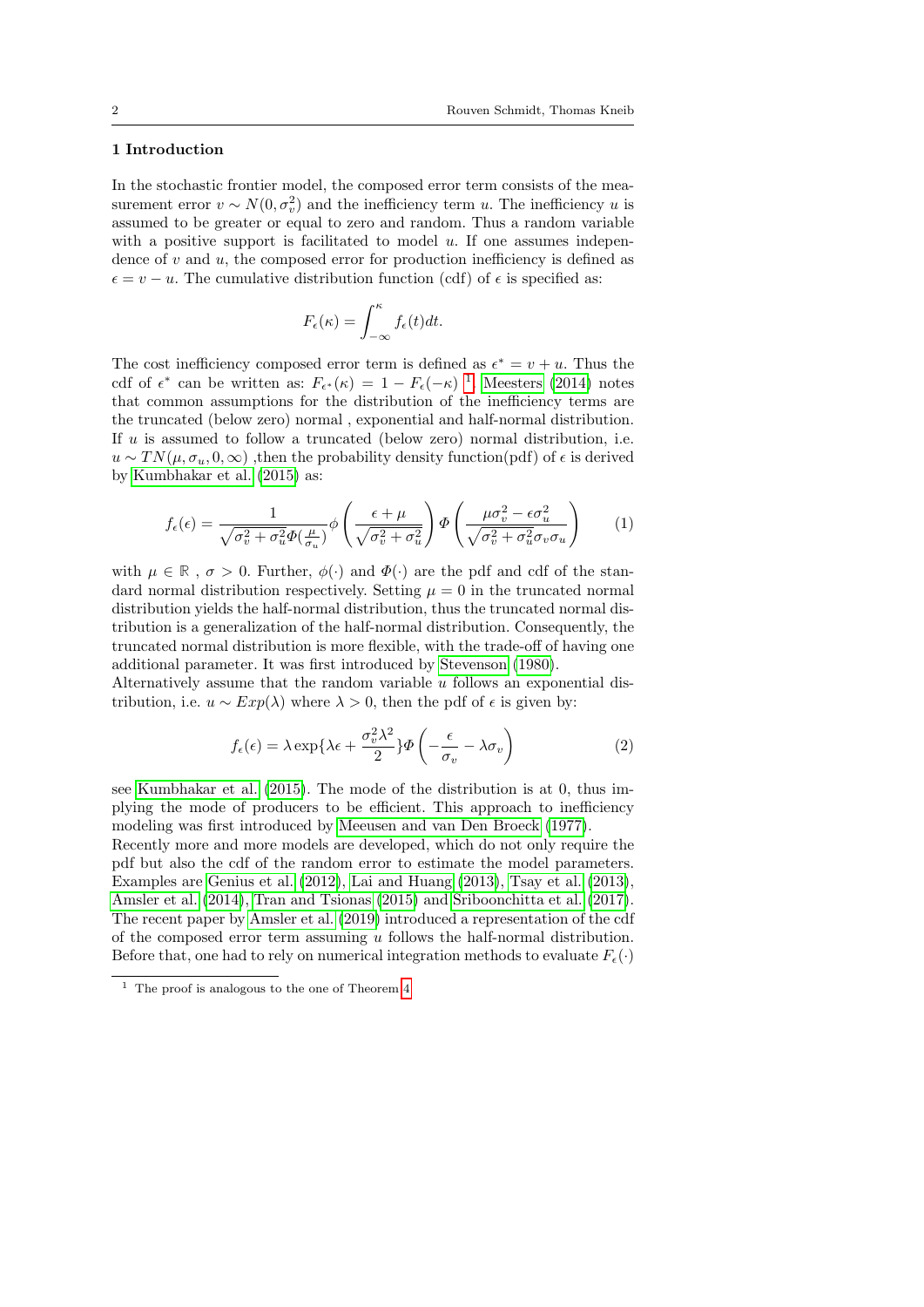## 1 Introduction

In the stochastic frontier model, the composed error term consists of the measurement error $v \sim N(0, \sigma_v^2)$ and the inefficiency term $u$. The inefficiency $u$ is assumed to be greater or equal to zero and random. Thus a random variable with a positive support is facilitated to model $u$. If one assumes independence of $v$ and $u$, the composed error for production inefficiency is defined as $\epsilon = v - u$. The cumulative distribution function (cdf) of $\epsilon$ is specified as:

$$F_\epsilon(\kappa) = \int_{-\infty}^{\kappa} f_\epsilon(t)dt.$$

The cost inefficiency composed error term is defined as $\epsilon^* = v + u$. Thus the cdf of $\epsilon^*$ can be written as: $F_{\epsilon^*}(\kappa) = 1 - F_\epsilon(-\kappa)$ [1]. Meesters (2014) notes that common assumptions for the distribution of the inefficiency terms are the truncated (below zero) normal , exponential and half-normal distribution. If $u$ is assumed to follow a truncated (below zero) normal distribution, i.e. $u \sim TN(\mu, \sigma_u, 0, \infty)$ ,then the probability density function(pdf) of $\epsilon$ is derived by Kumbhakar et al. (2015) as:

$$f_\epsilon(\epsilon) = \frac{1}{\sqrt{\sigma_v^2 + \sigma_u^2} \Phi(\frac{\mu}{\sigma_u})} \phi\left(\frac{\epsilon + \mu}{\sqrt{\sigma_v^2 + \sigma_u^2}}\right) \Phi\left(\frac{\mu\sigma_v^2 - \epsilon\sigma_u^2}{\sqrt{\sigma_v^2 + \sigma_u^2}\sigma_v\sigma_u}\right) \tag{1}$$

with $\mu \in \mathbb{R}$ , $\sigma > 0$. Further, $\phi(\cdot)$ and $\Phi(\cdot)$ are the pdf and cdf of the standard normal distribution respectively. Setting $\mu = 0$ in the truncated normal distribution yields the half-normal distribution, thus the truncated normal distribution is a generalization of the half-normal distribution. Consequently, the truncated normal distribution is more flexible, with the trade-off of having one additional parameter. It was first introduced by Stevenson (1980).

Alternatively assume that the random variable $u$ follows an exponential distribution, i.e. $u \sim Exp(\lambda)$ where $\lambda > 0$, then the pdf of $\epsilon$ is given by:

$$f_\epsilon(\epsilon) = \lambda \exp\{\lambda\epsilon + \frac{\sigma_v^2\lambda^2}{2}\}\Phi\left(-\frac{\epsilon}{\sigma_v} - \lambda\sigma_v\right) \tag{2}$$

see Kumbhakar et al. (2015). The mode of the distribution is at 0, thus implying the mode of producers to be efficient. This approach to inefficiency modeling was first introduced by Meeusen and van Den Broeck (1977).

Recently more and more models are developed, which do not only require the pdf but also the cdf of the random error to estimate the model parameters. Examples are Genius et al. (2012), Lai and Huang (2013), Tsay et al. (2013), Amsler et al. (2014), Tran and Tsionas (2015) and Sriboonchitta et al. (2017). The recent paper by Amsler et al. (2019) introduced a representation of the cdf of the composed error term assuming $u$ follows the half-normal distribution. Before that, one had to rely on numerical integration methods to evaluate $F_\epsilon(\cdot)$

[1] The proof is analogous to the one of Theorem 4.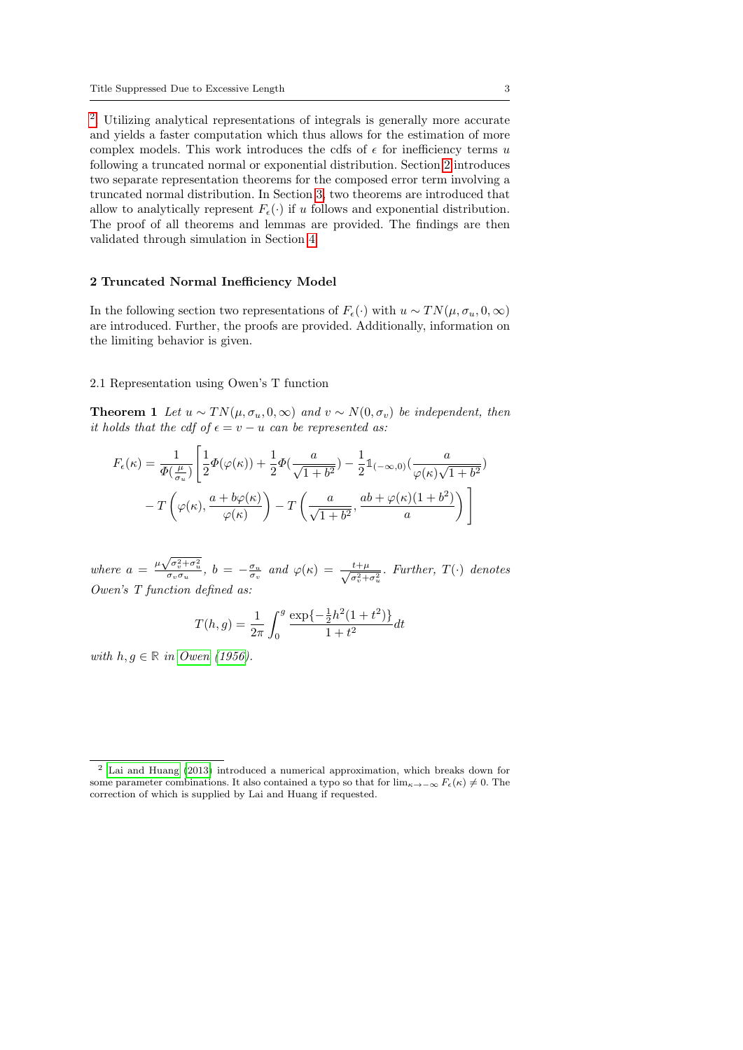[2] Utilizing analytical representations of integrals is generally more accurate and yields a faster computation which thus allows for the estimation of more complex models. This work introduces the cdfs of $\epsilon$ for inefficiency terms $u$ following a truncated normal or exponential distribution. Section 2 introduces two separate representation theorems for the composed error term involving a truncated normal distribution. In Section 3, two theorems are introduced that allow to analytically represent $F_\epsilon(\cdot)$ if $u$ follows and exponential distribution. The proof of all theorems and lemmas are provided. The findings are then validated through simulation in Section 4.

## 2 Truncated Normal Inefficiency Model

In the following section two representations of $F_\epsilon(\cdot)$ with $u \sim TN(\mu, \sigma_u, 0, \infty)$ are introduced. Further, the proofs are provided. Additionally, information on the limiting behavior is given.

### 2.1 Representation using Owen's T function

**Theorem 1** *Let $u \sim TN(\mu, \sigma_u, 0, \infty)$ and $v \sim N(0, \sigma_v)$ be independent, then it holds that the cdf of $\epsilon = v - u$ can be represented as:*

$$F_\epsilon(\kappa) = \frac{1}{\Phi(\frac{\mu}{\sigma_u})} \Bigg[ \frac{1}{2}\Phi(\varphi(\kappa)) + \frac{1}{2}\Phi(\frac{a}{\sqrt{1+b^2}}) - \frac{1}{2}\mathbb{1}_{(-\infty,0)}(\frac{a}{\varphi(\kappa)\sqrt{1+b^2}}) - T\left(\varphi(\kappa), \frac{a + b\varphi(\kappa)}{\varphi(\kappa)}\right) - T\left(\frac{a}{\sqrt{1+b^2}}, \frac{ab + \varphi(\kappa)(1+b^2)}{a}\right) \Bigg]$$

*where $a = \frac{\mu\sqrt{\sigma_v^2+\sigma_u^2}}{\sigma_v \sigma_u}$, $b = -\frac{\sigma_u}{\sigma_v}$ and $\varphi(\kappa) = \frac{t+\mu}{\sqrt{\sigma_v^2+\sigma_u^2}}$. Further, $T(\cdot)$ denotes Owen's T function defined as:*

$$T(h, g) = \frac{1}{2\pi} \int_0^g \frac{\exp\{-\frac{1}{2}h^2(1+t^2)\}}{1+t^2} dt$$

*with $h, g \in \mathbb{R}$ in Owen (1956).*

[2] Lai and Huang (2013) introduced a numerical approximation, which breaks down for some parameter combinations. It also contained a typo so that for $\lim_{\kappa \to -\infty} F_\epsilon(\kappa) \neq 0$. The correction of which is supplied by Lai and Huang if requested.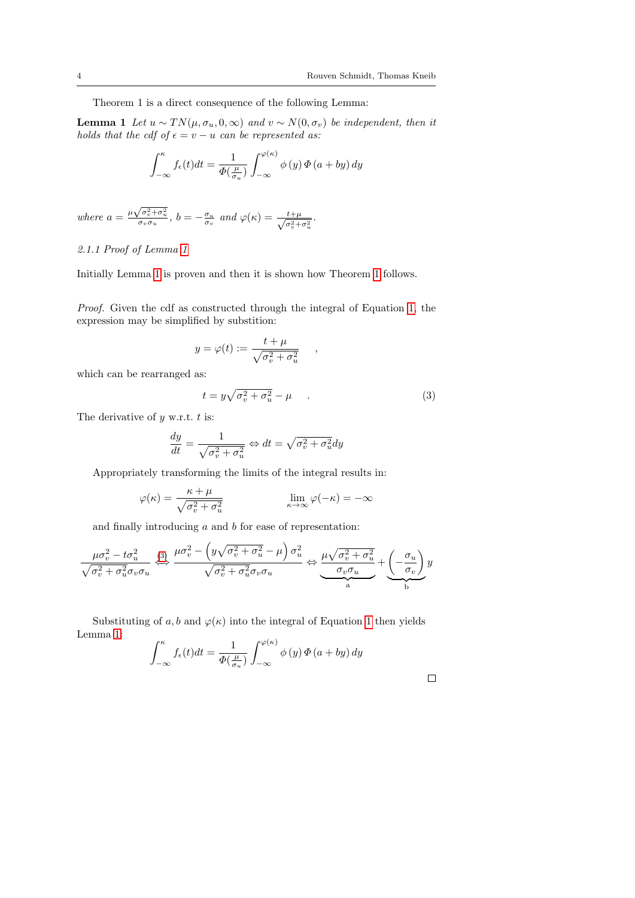Theorem 1 is a direct consequence of the following Lemma:

**Lemma 1** *Let $u \sim TN(\mu, \sigma_u, 0, \infty)$ and $v \sim N(0, \sigma_v)$ be independent, then it holds that the cdf of $\epsilon = v - u$ can be represented as:*

$$\int_{-\infty}^{\kappa} f_\epsilon(t)dt = \frac{1}{\Phi(\frac{\mu}{\sigma_u})} \int_{-\infty}^{\varphi(\kappa)} \phi(y)\, \Phi(a + by)\, dy$$

*where $a = \frac{\mu\sqrt{\sigma_v^2+\sigma_u^2}}{\sigma_v \sigma_u}$, $b = -\frac{\sigma_u}{\sigma_v}$ and $\varphi(\kappa) = \frac{t+\mu}{\sqrt{\sigma_v^2+\sigma_u^2}}$.*

### *2.1.1 Proof of Lemma 1*

Initially Lemma 1 is proven and then it is shown how Theorem 1 follows.

*Proof.* Given the cdf as constructed through the integral of Equation 1, the expression may be simplified by substition:

$$y = \varphi(t) := \frac{t + \mu}{\sqrt{\sigma_v^2 + \sigma_u^2}} \quad ,$$

which can be rearranged as:

$$t = y\sqrt{\sigma_v^2 + \sigma_u^2} - \mu \quad . \tag{3}$$

The derivative of $y$ w.r.t. $t$ is:

$$\frac{dy}{dt} = \frac{1}{\sqrt{\sigma_v^2 + \sigma_u^2}} \Leftrightarrow dt = \sqrt{\sigma_v^2 + \sigma_u^2} dy$$

Appropriately transforming the limits of the integral results in:

$$\varphi(\kappa) = \frac{\kappa + \mu}{\sqrt{\sigma_v^2 + \sigma_u^2}} \qquad\qquad \lim_{\kappa \to \infty} \varphi(-\kappa) = -\infty$$

and finally introducing $a$ and $b$ for ease of representation:

$$\frac{\mu\sigma_v^2 - t\sigma_u^2}{\sqrt{\sigma_v^2 + \sigma_u^2}\sigma_v\sigma_u} \overset{(3)}{\Longleftrightarrow} \frac{\mu\sigma_v^2 - \left(y\sqrt{\sigma_v^2 + \sigma_u^2} - \mu\right)\sigma_u^2}{\sqrt{\sigma_v^2 + \sigma_u^2}\sigma_v\sigma_u} \Leftrightarrow \underbrace{\frac{\mu\sqrt{\sigma_v^2 + \sigma_u^2}}{\sigma_v\sigma_u}}_{\text{a}} + \underbrace{\left(-\frac{\sigma_u}{\sigma_v}\right)}_{\text{b}} y$$

Substituting of $a, b$ and $\varphi(\kappa)$ into the integral of Equation 1 then yields Lemma 1:

$$\int_{-\infty}^{\kappa} f_\epsilon(t)dt = \frac{1}{\Phi(\frac{\mu}{\sigma_u})} \int_{-\infty}^{\varphi(\kappa)} \phi(y)\, \Phi(a + by)\, dy$$

□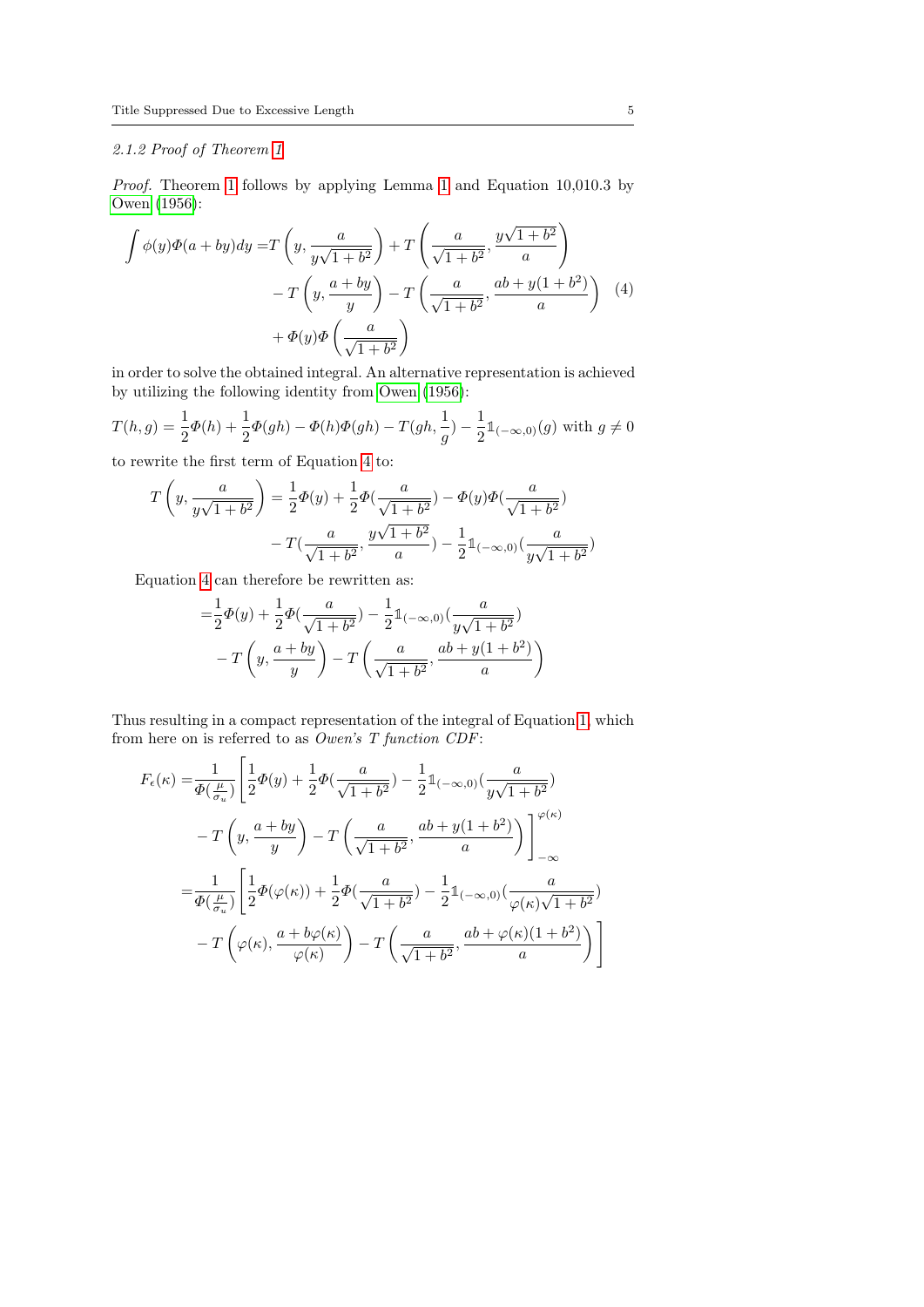#### 2.1.2 Proof of Theorem 1

*Proof.* Theorem 1 follows by applying Lemma 1 and Equation 10,010.3 by Owen (1956):

$$
\begin{aligned}
\int \phi(y)\Phi(a+by)dy =& T\left(y, \frac{a}{y\sqrt{1+b^2}}\right) + T\left(\frac{a}{\sqrt{1+b^2}}, \frac{y\sqrt{1+b^2}}{a}\right) \\
&- T\left(y, \frac{a+by}{y}\right) - T\left(\frac{a}{\sqrt{1+b^2}}, \frac{ab+y(1+b^2)}{a}\right) \\
&+ \Phi(y)\Phi\left(\frac{a}{\sqrt{1+b^2}}\right)
\end{aligned} \tag{4}
$$

in order to solve the obtained integral. An alternative representation is achieved by utilizing the following identity from Owen (1956):

$$
T(h,g) = \frac{1}{2}\Phi(h) + \frac{1}{2}\Phi(gh) - \Phi(h)\Phi(gh) - T(gh, \frac{1}{g}) - \frac{1}{2}\mathbb{1}_{(-\infty,0)}(g) \text{ with } g \neq 0
$$

to rewrite the first term of Equation 4 to:

$$
\begin{aligned}
T\left(y, \frac{a}{y\sqrt{1+b^2}}\right) =& \frac{1}{2}\Phi(y) + \frac{1}{2}\Phi(\frac{a}{\sqrt{1+b^2}}) - \Phi(y)\Phi(\frac{a}{\sqrt{1+b^2}}) \\
&- T(\frac{a}{\sqrt{1+b^2}}, \frac{y\sqrt{1+b^2}}{a}) - \frac{1}{2}\mathbb{1}_{(-\infty,0)}(\frac{a}{y\sqrt{1+b^2}})
\end{aligned}
$$

Equation 4 can therefore be rewritten as:

$$
\begin{aligned}
=& \frac{1}{2}\Phi(y) + \frac{1}{2}\Phi(\frac{a}{\sqrt{1+b^2}}) - \frac{1}{2}\mathbb{1}_{(-\infty,0)}(\frac{a}{y\sqrt{1+b^2}}) \\
&- T\left(y, \frac{a+by}{y}\right) - T\left(\frac{a}{\sqrt{1+b^2}}, \frac{ab+y(1+b^2)}{a}\right)
\end{aligned}
$$

Thus resulting in a compact representation of the integral of Equation 1, which from here on is referred to as *Owen's T function CDF*:

$$
\begin{aligned}
F_\epsilon(\kappa) =& \frac{1}{\Phi(\frac{\mu}{\sigma_u})}\Bigg[\frac{1}{2}\Phi(y) + \frac{1}{2}\Phi(\frac{a}{\sqrt{1+b^2}}) - \frac{1}{2}\mathbb{1}_{(-\infty,0)}(\frac{a}{y\sqrt{1+b^2}}) \\
&- T\left(y, \frac{a+by}{y}\right) - T\left(\frac{a}{\sqrt{1+b^2}}, \frac{ab+y(1+b^2)}{a}\right)\Bigg]_{-\infty}^{\varphi(\kappa)} \\
=& \frac{1}{\Phi(\frac{\mu}{\sigma_u})}\Bigg[\frac{1}{2}\Phi(\varphi(\kappa)) + \frac{1}{2}\Phi(\frac{a}{\sqrt{1+b^2}}) - \frac{1}{2}\mathbb{1}_{(-\infty,0)}(\frac{a}{\varphi(\kappa)\sqrt{1+b^2}}) \\
&- T\left(\varphi(\kappa), \frac{a+b\varphi(\kappa)}{\varphi(\kappa)}\right) - T\left(\frac{a}{\sqrt{1+b^2}}, \frac{ab+\varphi(\kappa)(1+b^2)}{a}\right)\Bigg]
\end{aligned}
$$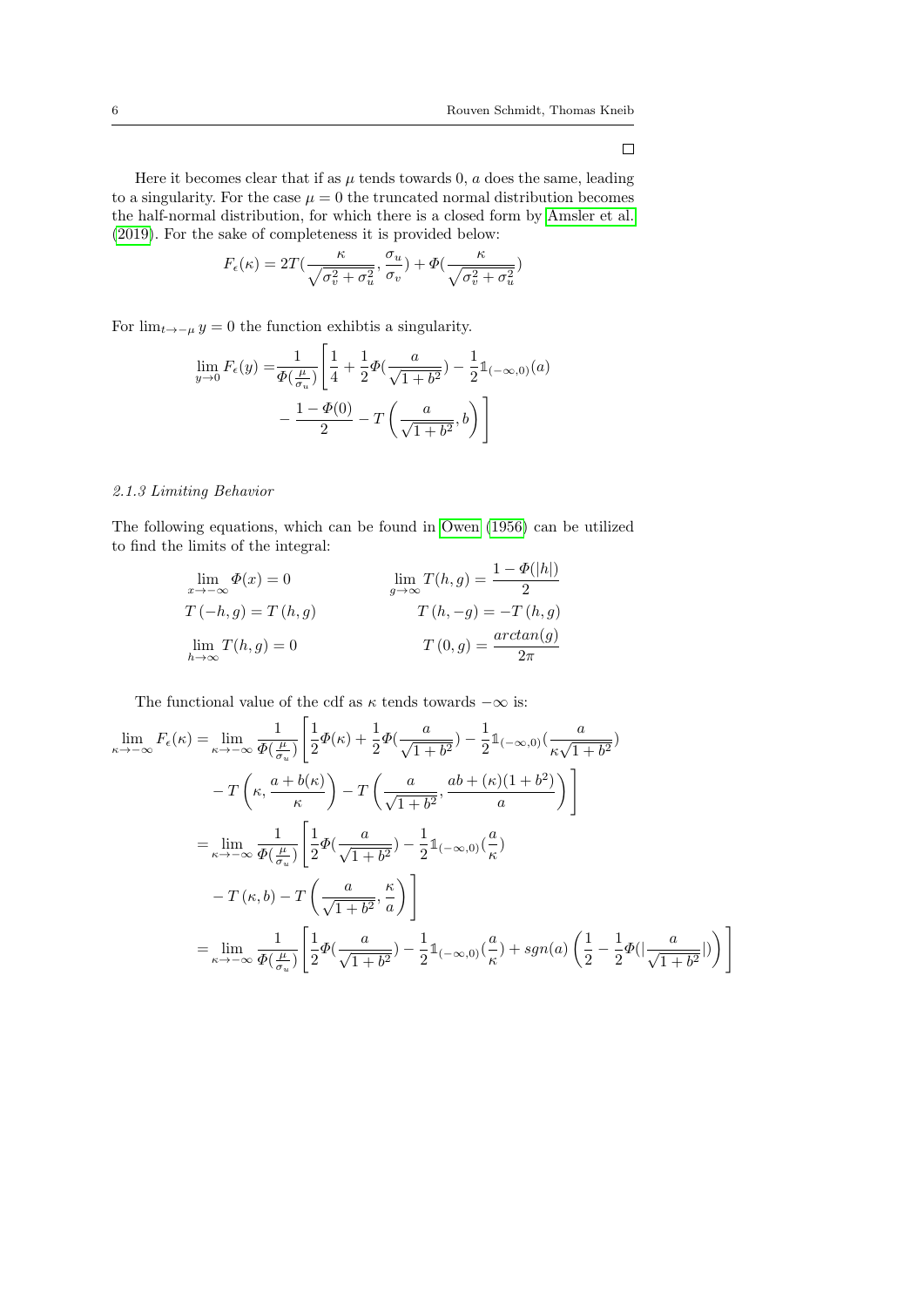□

Here it becomes clear that if as $\mu$ tends towards 0, $a$ does the same, leading to a singularity. For the case $\mu = 0$ the truncated normal distribution becomes the half-normal distribution, for which there is a closed form by Amsler et al. (2019). For the sake of completeness it is provided below:

$$F_\epsilon(\kappa) = 2T(\frac{\kappa}{\sqrt{\sigma_v^2 + \sigma_u^2}}, \frac{\sigma_u}{\sigma_v}) + \Phi(\frac{\kappa}{\sqrt{\sigma_v^2 + \sigma_u^2}})$$

For $\lim_{t \to -\mu} y = 0$ the function exhibtis a singularity.

$$\lim_{y \to 0} F_\epsilon(y) = \frac{1}{\Phi(\frac{\mu}{\sigma_u})} \left[ \frac{1}{4} + \frac{1}{2}\Phi(\frac{a}{\sqrt{1+b^2}}) - \frac{1}{2}\mathbb{1}_{(-\infty,0)}(a) - \frac{1-\Phi(0)}{2} - T\left(\frac{a}{\sqrt{1+b^2}}, b\right) \right]$$

### 2.1.3 Limiting Behavior

The following equations, which can be found in Owen (1956) can be utilized to find the limits of the integral:

$$\lim_{x \to -\infty} \Phi(x) = 0 \qquad \lim_{g \to \infty} T(h,g) = \frac{1-\Phi(|h|)}{2}$$

$$T(-h,g) = T(h,g) \qquad T(h,-g) = -T(h,g)$$

$$\lim_{h \to \infty} T(h,g) = 0 \qquad T(0,g) = \frac{arctan(g)}{2\pi}$$

The functional value of the cdf as $\kappa$ tends towards $-\infty$ is:

$$\begin{aligned}
\lim_{\kappa \to -\infty} F_\epsilon(\kappa) &= \lim_{\kappa \to -\infty} \frac{1}{\Phi(\frac{\mu}{\sigma_u})} \Bigg[ \frac{1}{2}\Phi(\kappa) + \frac{1}{2}\Phi(\frac{a}{\sqrt{1+b^2}}) - \frac{1}{2}\mathbb{1}_{(-\infty,0)}(\frac{a}{\kappa\sqrt{1+b^2}}) \\
&\quad - T\left(\kappa, \frac{a+b(\kappa)}{\kappa}\right) - T\left(\frac{a}{\sqrt{1+b^2}}, \frac{ab+(\kappa)(1+b^2)}{a}\right) \Bigg] \\
&= \lim_{\kappa \to -\infty} \frac{1}{\Phi(\frac{\mu}{\sigma_u})} \Bigg[ \frac{1}{2}\Phi(\frac{a}{\sqrt{1+b^2}}) - \frac{1}{2}\mathbb{1}_{(-\infty,0)}(\frac{a}{\kappa}) \\
&\quad - T(\kappa, b) - T\left(\frac{a}{\sqrt{1+b^2}}, \frac{\kappa}{a}\right) \Bigg] \\
&= \lim_{\kappa \to -\infty} \frac{1}{\Phi(\frac{\mu}{\sigma_u})} \left[ \frac{1}{2}\Phi(\frac{a}{\sqrt{1+b^2}}) - \frac{1}{2}\mathbb{1}_{(-\infty,0)}(\frac{a}{\kappa}) + sgn(a)\left(\frac{1}{2} - \frac{1}{2}\Phi(|\frac{a}{\sqrt{1+b^2}}|)\right) \right]
\end{aligned}$$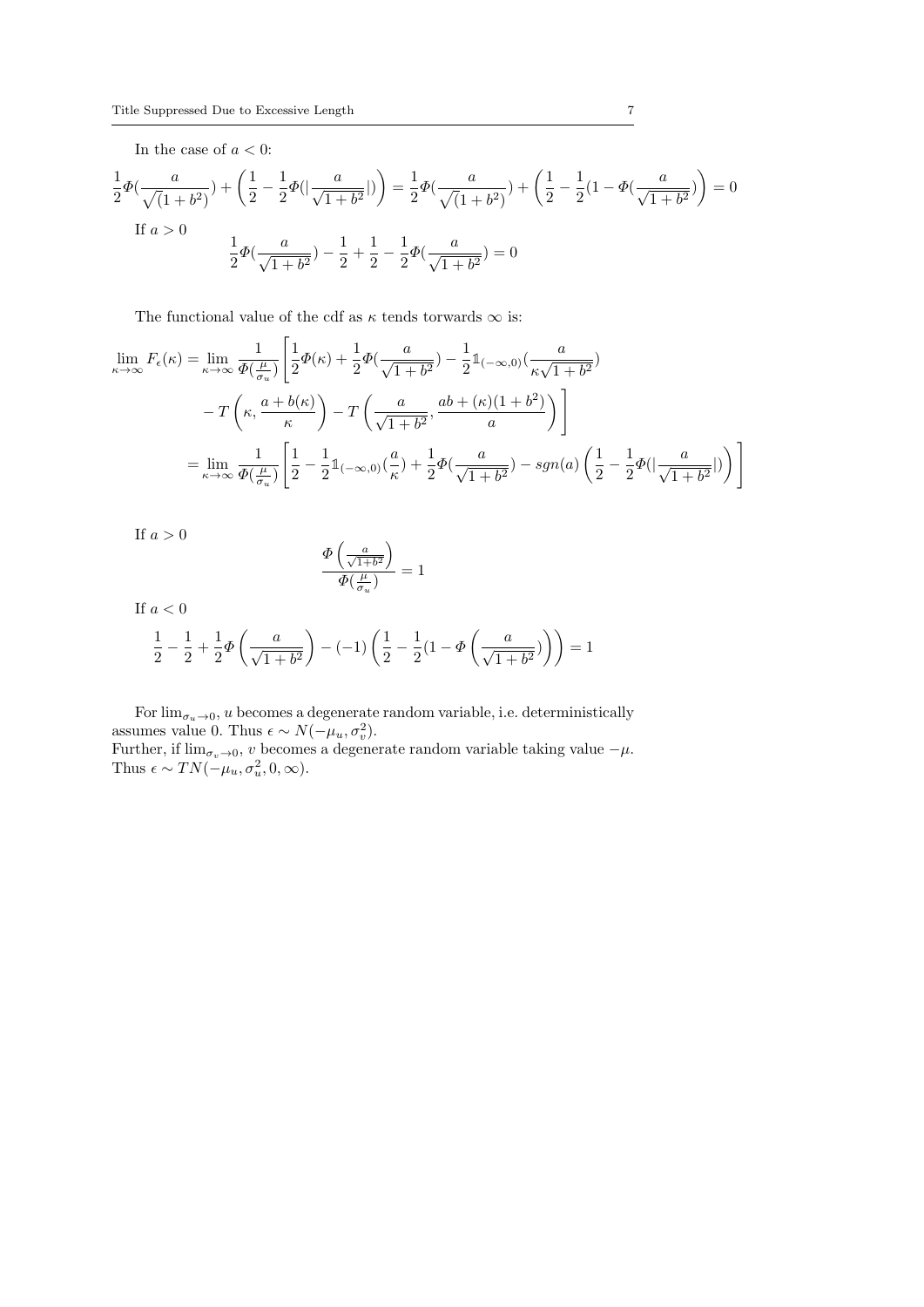In the case of $a < 0$:

$$\frac{1}{2}\Phi(\frac{a}{\sqrt(1+b^2)}) + \left(\frac{1}{2} - \frac{1}{2}\Phi(|\frac{a}{\sqrt{1+b^2}}|)\right) = \frac{1}{2}\Phi(\frac{a}{\sqrt(1+b^2)}) + \left(\frac{1}{2} - \frac{1}{2}(1 - \Phi(\frac{a}{\sqrt{1+b^2}})\right) = 0$$

If $a > 0$

$$\frac{1}{2}\Phi(\frac{a}{\sqrt{1+b^2}}) - \frac{1}{2} + \frac{1}{2} - \frac{1}{2}\Phi(\frac{a}{\sqrt{1+b^2}}) = 0$$

The functional value of the cdf as $\kappa$ tends torwards $\infty$ is:

$$\begin{aligned}
\lim_{\kappa\to\infty} F_\epsilon(\kappa) &= \lim_{\kappa\to\infty} \frac{1}{\Phi(\frac{\mu}{\sigma_u})}\Bigg[\frac{1}{2}\Phi(\kappa) + \frac{1}{2}\Phi(\frac{a}{\sqrt{1+b^2}}) - \frac{1}{2}\mathbb{1}_{(-\infty,0)}(\frac{a}{\kappa\sqrt{1+b^2}}) \\
&\quad - T\left(\kappa, \frac{a+b(\kappa)}{\kappa}\right) - T\left(\frac{a}{\sqrt{1+b^2}}, \frac{ab+(\kappa)(1+b^2)}{a}\right)\Bigg] \\
&= \lim_{\kappa\to\infty} \frac{1}{\Phi(\frac{\mu}{\sigma_u})}\left[\frac{1}{2} - \frac{1}{2}\mathbb{1}_{(-\infty,0)}(\frac{a}{\kappa}) + \frac{1}{2}\Phi(\frac{a}{\sqrt{1+b^2}}) - sgn(a)\left(\frac{1}{2} - \frac{1}{2}\Phi(|\frac{a}{\sqrt{1+b^2}}|)\right)\right]
\end{aligned}$$

If $a > 0$

$$\frac{\Phi\left(\frac{a}{\sqrt{1+b^2}}\right)}{\Phi(\frac{\mu}{\sigma_u})} = 1$$

If $a < 0$

$$\frac{1}{2} - \frac{1}{2} + \frac{1}{2}\Phi\left(\frac{a}{\sqrt{1+b^2}}\right) - (-1)\left(\frac{1}{2} - \frac{1}{2}(1 - \Phi\left(\frac{a}{\sqrt{1+b^2}}\right))\right) = 1$$

For $\lim_{\sigma_u \to 0}$, $u$ becomes a degenerate random variable, i.e. deterministically assumes value 0. Thus $\epsilon \sim N(-\mu_u, \sigma_v^2)$.
Further, if $\lim_{\sigma_v \to 0}$, $v$ becomes a degenerate random variable taking value $-\mu$. Thus $\epsilon \sim TN(-\mu_u, \sigma_u^2, 0, \infty)$.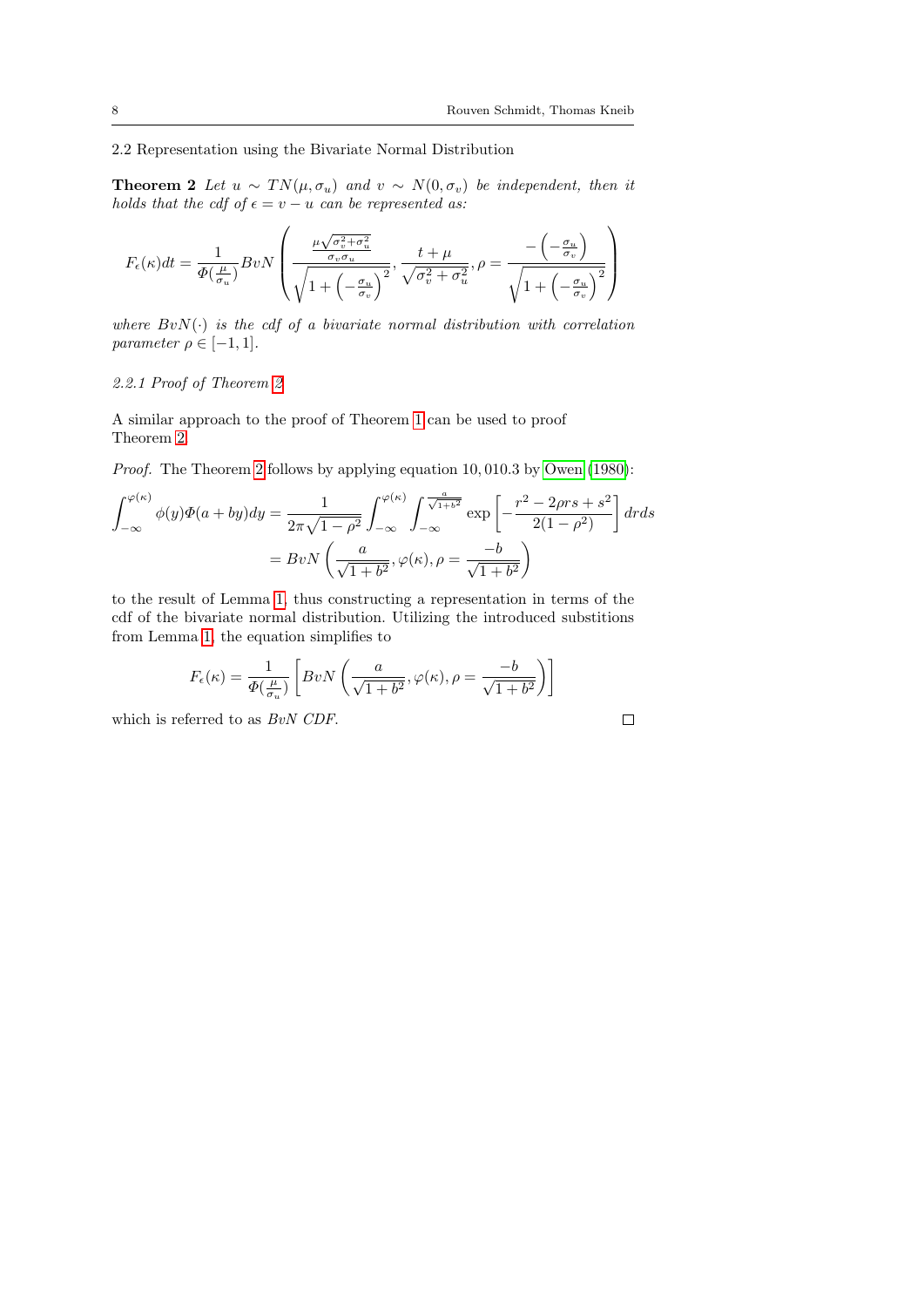### 2.2 Representation using the Bivariate Normal Distribution

**Theorem 2** *Let $u \sim TN(\mu, \sigma_u)$ and $v \sim N(0, \sigma_v)$ be independent, then it holds that the cdf of $\epsilon = v - u$ can be represented as:*

$$F_\epsilon(\kappa)dt = \frac{1}{\Phi(\frac{\mu}{\sigma_u})} BvN \left( \frac{\frac{\mu\sqrt{\sigma_v^2+\sigma_u^2}}{\sigma_v \sigma_u}}{\sqrt{1 + \left(-\frac{\sigma_u}{\sigma_v}\right)^2}}, \frac{t + \mu}{\sqrt{\sigma_v^2 + \sigma_u^2}}, \rho = \frac{-\left(-\frac{\sigma_u}{\sigma_v}\right)}{\sqrt{1 + \left(-\frac{\sigma_u}{\sigma_v}\right)^2}} \right)$$

*where $BvN(\cdot)$ is the cdf of a bivariate normal distribution with correlation parameter $\rho \in [-1, 1]$.*

#### 2.2.1 Proof of Theorem 2

A similar approach to the proof of Theorem 1 can be used to proof Theorem 2.

*Proof.* The Theorem 2 follows by applying equation $10, 010.3$ by Owen (1980):

$$\int_{-\infty}^{\varphi(\kappa)} \phi(y)\Phi(a + by)dy = \frac{1}{2\pi\sqrt{1-\rho^2}} \int_{-\infty}^{\varphi(\kappa)} \int_{-\infty}^{\frac{a}{\sqrt{1+b^2}}} \exp\left[-\frac{r^2 - 2\rho rs + s^2}{2(1-\rho^2)}\right] drds$$
$$= BvN\left(\frac{a}{\sqrt{1+b^2}}, \varphi(\kappa), \rho = \frac{-b}{\sqrt{1+b^2}}\right)$$

to the result of Lemma 1, thus constructing a representation in terms of the cdf of the bivariate normal distribution. Utilizing the introduced substitions from Lemma 1, the equation simplifies to

$$F_\epsilon(\kappa) = \frac{1}{\Phi(\frac{\mu}{\sigma_u})} \left[ BvN\left(\frac{a}{\sqrt{1+b^2}}, \varphi(\kappa), \rho = \frac{-b}{\sqrt{1+b^2}}\right)\right]$$

which is referred to as *BvN CDF*. □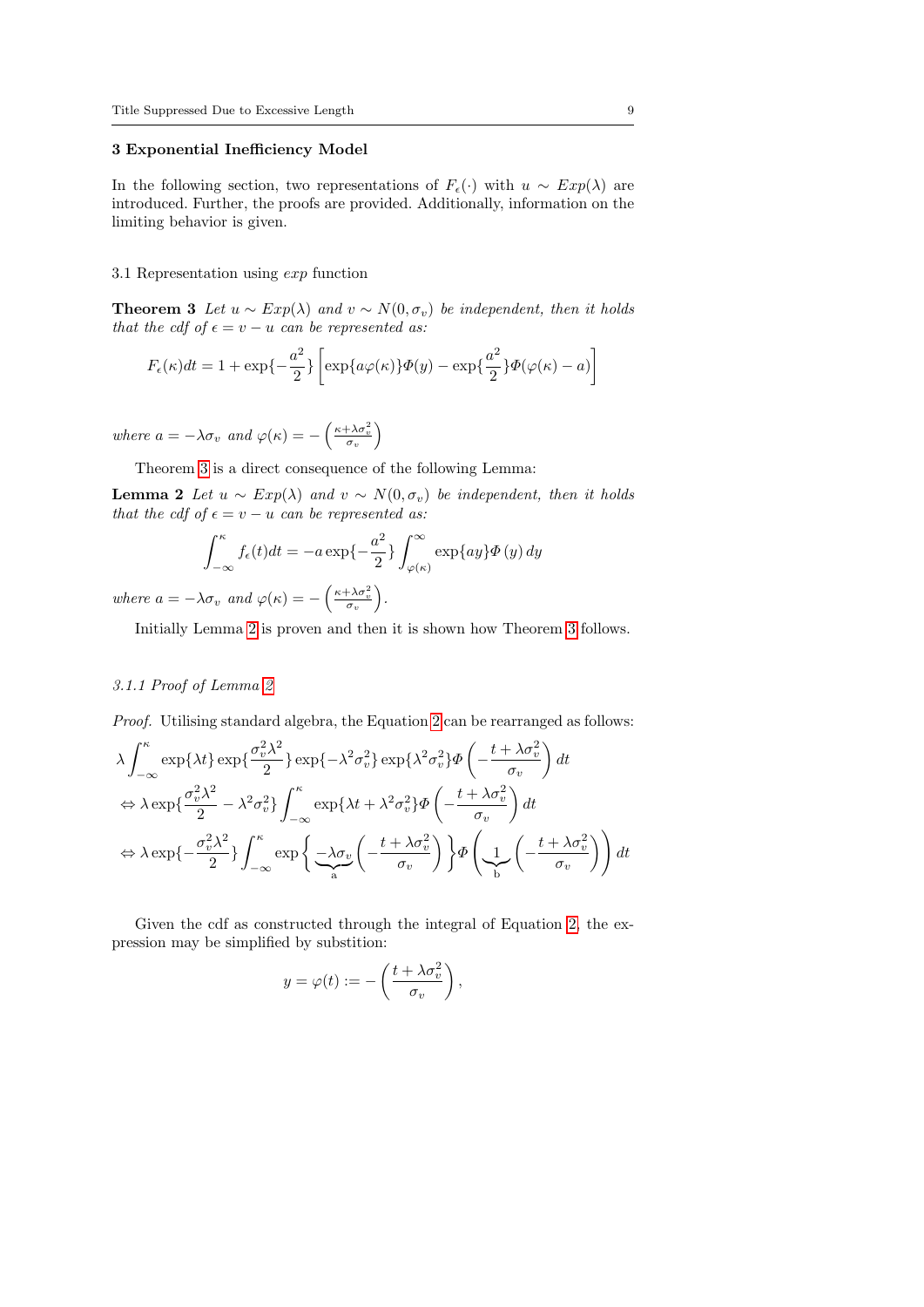## 3 Exponential Inefficiency Model

In the following section, two representations of $F_\epsilon(\cdot)$ with $u \sim Exp(\lambda)$ are introduced. Further, the proofs are provided. Additionally, information on the limiting behavior is given.

### 3.1 Representation using *exp* function

**Theorem 3** *Let $u \sim Exp(\lambda)$ and $v \sim N(0, \sigma_v)$ be independent, then it holds that the cdf of $\epsilon = v - u$ can be represented as:*

$$F_\epsilon(\kappa)dt = 1 + \exp\{-\frac{a^2}{2}\}\left[\exp\{a\varphi(\kappa)\}\Phi(y) - \exp\{\frac{a^2}{2}\}\Phi(\varphi(\kappa) - a)\right]$$

*where $a = -\lambda\sigma_v$ and $\varphi(\kappa) = -\left(\frac{\kappa+\lambda\sigma_v^2}{\sigma_v}\right)$*

Theorem 3 is a direct consequence of the following Lemma:

**Lemma 2** *Let $u \sim Exp(\lambda)$ and $v \sim N(0, \sigma_v)$ be independent, then it holds that the cdf of $\epsilon = v - u$ can be represented as:*

$$\int_{-\infty}^{\kappa} f_\epsilon(t)dt = -a\exp\{-\frac{a^2}{2}\}\int_{\varphi(\kappa)}^{\infty}\exp\{ay\}\Phi\left(y\right)dy$$

*where $a = -\lambda\sigma_v$ and $\varphi(\kappa) = -\left(\frac{\kappa+\lambda\sigma_v^2}{\sigma_v}\right)$.*

Initially Lemma 2 is proven and then it is shown how Theorem 3 follows.

#### *3.1.1 Proof of Lemma 2*

*Proof.* Utilising standard algebra, the Equation 2 can be rearranged as follows:

$$\lambda\int_{-\infty}^{\kappa}\exp\{\lambda t\}\exp\{\frac{\sigma_v^2\lambda^2}{2}\}\exp\{-\lambda^2\sigma_v^2\}\exp\{\lambda^2\sigma_v^2\}\Phi\left(-\frac{t+\lambda\sigma_v^2}{\sigma_v}\right)dt$$

$$\Leftrightarrow \lambda\exp\{\frac{\sigma_v^2\lambda^2}{2} - \lambda^2\sigma_v^2\}\int_{-\infty}^{\kappa}\exp\{\lambda t + \lambda^2\sigma_v^2\}\Phi\left(-\frac{t+\lambda\sigma_v^2}{\sigma_v}\right)dt$$

$$\Leftrightarrow \lambda\exp\{-\frac{\sigma_v^2\lambda^2}{2}\}\int_{-\infty}^{\kappa}\exp\left\{\underbrace{-\lambda\sigma_v}_{\text{a}}\left(-\frac{t+\lambda\sigma_v^2}{\sigma_v}\right)\right\}\Phi\left(\underbrace{1}_{\text{b}}\left(-\frac{t+\lambda\sigma_v^2}{\sigma_v}\right)\right)dt$$

Given the cdf as constructed through the integral of Equation 2, the expression may be simplified by substition:

$$y = \varphi(t) := -\left(\frac{t+\lambda\sigma_v^2}{\sigma_v}\right),$$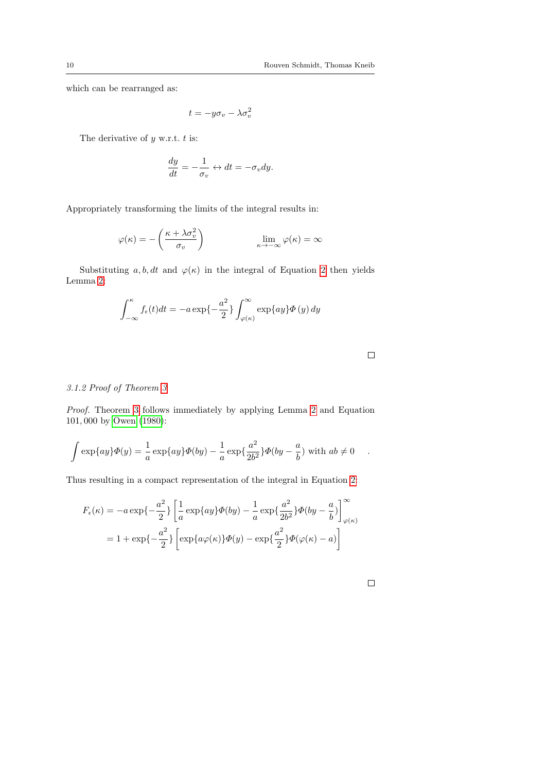which can be rearranged as:

$$t = -y\sigma_v - \lambda\sigma_v^2$$

The derivative of $y$ w.r.t. $t$ is:

$$\frac{dy}{dt} = -\frac{1}{\sigma_v} \leftrightarrow dt = -\sigma_v dy.$$

Appropriately transforming the limits of the integral results in:

$$\varphi(\kappa) = -\left(\frac{\kappa + \lambda\sigma_v^2}{\sigma_v}\right) \qquad\qquad \lim_{\kappa \to -\infty} \varphi(\kappa) = \infty$$

Substituting $a, b, dt$ and $\varphi(\kappa)$ in the integral of Equation 2 then yields Lemma 2:

$$\int_{-\infty}^{\kappa} f_\epsilon(t)dt = -a\exp\{-\frac{a^2}{2}\}\int_{\varphi(\kappa)}^{\infty} \exp\{ay\}\Phi(y)\,dy$$

□

*3.1.2 Proof of Theorem 3*

*Proof.* Theorem 3 follows immediately by applying Lemma 2 and Equation 101, 000 by Owen (1980):

$$\int \exp\{ay\}\Phi(y) = \frac{1}{a}\exp\{ay\}\Phi(by) - \frac{1}{a}\exp\{\frac{a^2}{2b^2}\}\Phi(by - \frac{a}{b}) \text{ with } ab \neq 0 \quad .$$

Thus resulting in a compact representation of the integral in Equation 2:

$$\begin{aligned} F_\epsilon(\kappa) &= -a\exp\{-\frac{a^2}{2}\}\left[\frac{1}{a}\exp\{ay\}\Phi(by) - \frac{1}{a}\exp\{\frac{a^2}{2b^2}\}\Phi(by - \frac{a}{b})\right]_{\varphi(\kappa)}^{\infty} \\ &= 1 + \exp\{-\frac{a^2}{2}\}\left[\exp\{a\varphi(\kappa)\}\Phi(y) - \exp\{\frac{a^2}{2}\}\Phi(\varphi(\kappa) - a)\right] \end{aligned}$$

□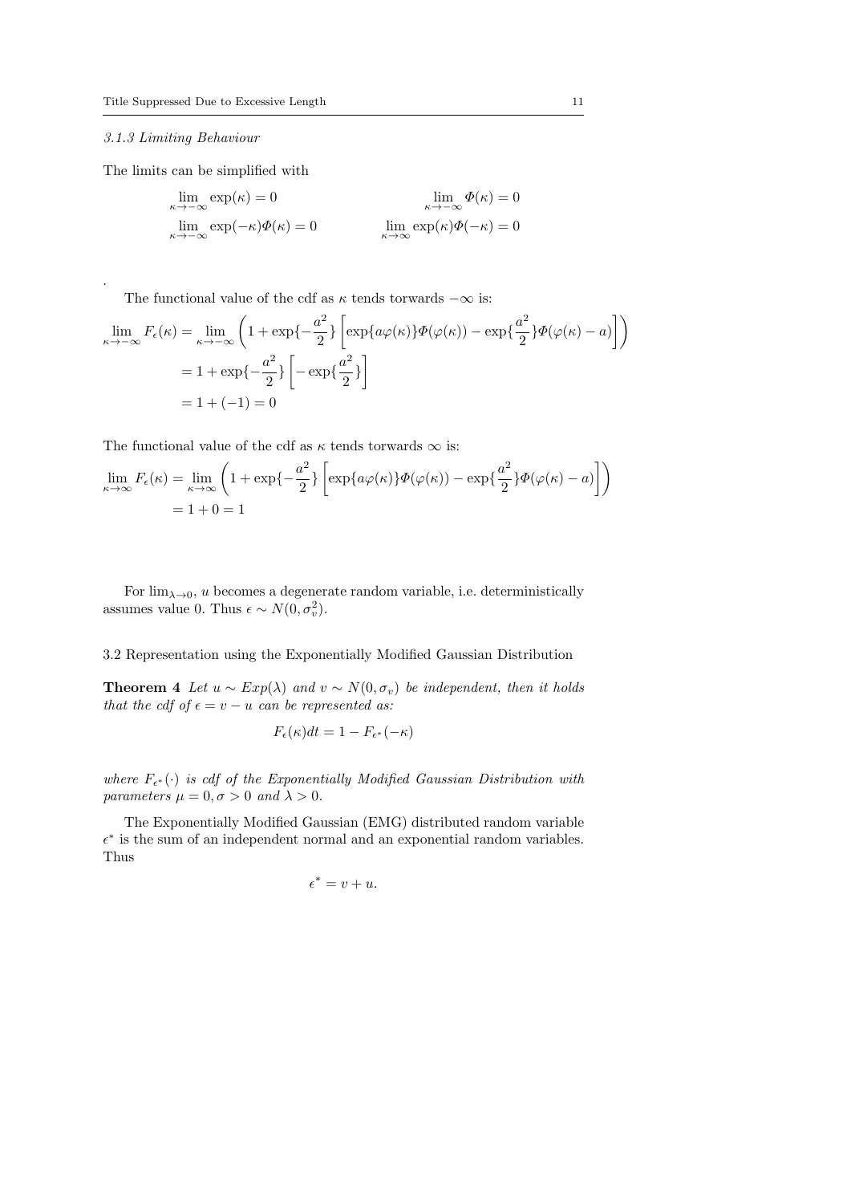### 3.1.3 Limiting Behaviour

The limits can be simplified with

$$\lim_{\kappa \to -\infty} \exp(\kappa) = 0 \qquad \lim_{\kappa \to -\infty} \Phi(\kappa) = 0$$

$$\lim_{\kappa \to -\infty} \exp(-\kappa)\Phi(\kappa) = 0 \qquad \lim_{\kappa \to \infty} \exp(\kappa)\Phi(-\kappa) = 0$$

.

The functional value of the cdf as $\kappa$ tends torwards $-\infty$ is:

$$\begin{aligned}
\lim_{\kappa \to -\infty} F_\epsilon(\kappa) &= \lim_{\kappa \to -\infty} \left(1 + \exp\{-\frac{a^2}{2}\}\left[\exp\{a\varphi(\kappa)\}\Phi(\varphi(\kappa)) - \exp\{\frac{a^2}{2}\}\Phi(\varphi(\kappa) - a)\right]\right) \\
&= 1 + \exp\{-\frac{a^2}{2}\}\left[-\exp\{\frac{a^2}{2}\}\right] \\
&= 1 + (-1) = 0
\end{aligned}$$

The functional value of the cdf as $\kappa$ tends torwards $\infty$ is:

$$\begin{aligned}
\lim_{\kappa \to \infty} F_\epsilon(\kappa) &= \lim_{\kappa \to \infty} \left(1 + \exp\{-\frac{a^2}{2}\}\left[\exp\{a\varphi(\kappa)\}\Phi(\varphi(\kappa)) - \exp\{\frac{a^2}{2}\}\Phi(\varphi(\kappa) - a)\right]\right) \\
&= 1 + 0 = 1
\end{aligned}$$

For $\lim_{\lambda \to 0}$, $u$ becomes a degenerate random variable, i.e. deterministically assumes value 0. Thus $\epsilon \sim N(0, \sigma_v^2)$.

## 3.2 Representation using the Exponentially Modified Gaussian Distribution

**Theorem 4** *Let $u \sim Exp(\lambda)$ and $v \sim N(0, \sigma_v)$ be independent, then it holds that the cdf of $\epsilon = v - u$ can be represented as:*

$$F_\epsilon(\kappa)dt = 1 - F_{\epsilon^*}(-\kappa)$$

*where $F_{\epsilon^*}(\cdot)$ is cdf of the Exponentially Modified Gaussian Distribution with parameters $\mu = 0, \sigma > 0$ and $\lambda > 0$.*

The Exponentially Modified Gaussian (EMG) distributed random variable $\epsilon^*$ is the sum of an independent normal and an exponential random variables. Thus

$$\epsilon^* = v + u.$$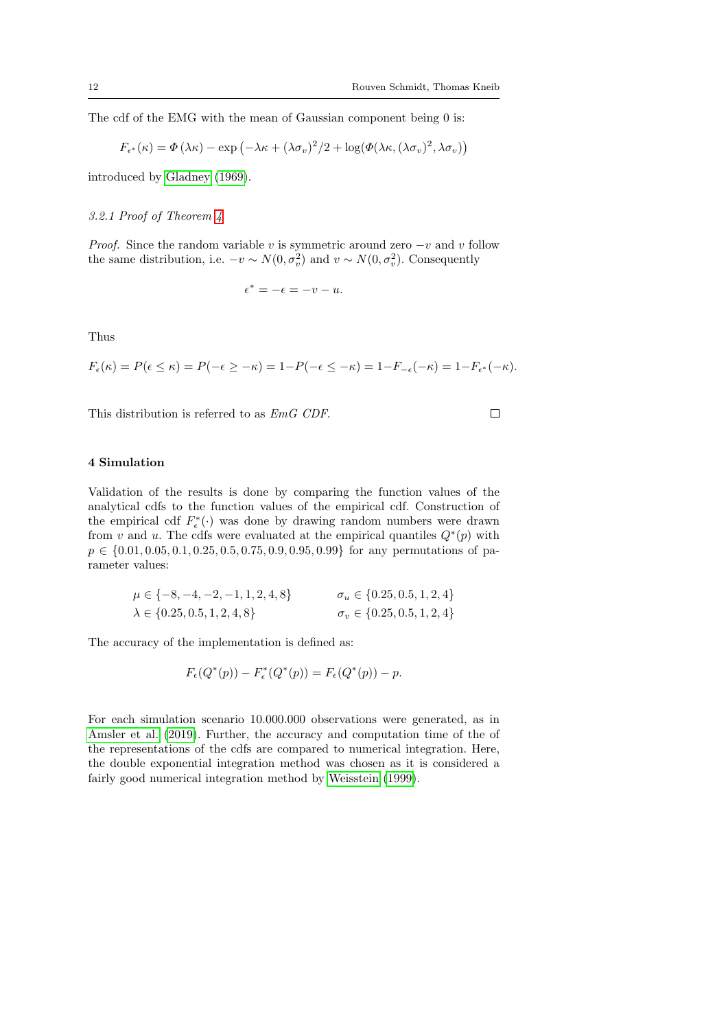The cdf of the EMG with the mean of Gaussian component being 0 is:

$$F_{\epsilon^*}(\kappa) = \Phi(\lambda\kappa) - \exp\left(-\lambda\kappa + (\lambda\sigma_v)^2/2 + \log(\Phi(\lambda\kappa, (\lambda\sigma_v)^2, \lambda\sigma_v)\right)$$

introduced by Gladney (1969).

### 3.2.1 Proof of Theorem 4

*Proof.* Since the random variable $v$ is symmetric around zero $-v$ and $v$ follow the same distribution, i.e. $-v \sim N(0, \sigma_v^2)$ and $v \sim N(0, \sigma_v^2)$. Consequently

$$\epsilon^* = -\epsilon = -v - u.$$

Thus

$$F_\epsilon(\kappa) = P(\epsilon \leq \kappa) = P(-\epsilon \geq -\kappa) = 1 - P(-\epsilon \leq -\kappa) = 1 - F_{-\epsilon}(-\kappa) = 1 - F_{\epsilon^*}(-\kappa).$$

This distribution is referred to as *EmG CDF*. □

## 4 Simulation

Validation of the results is done by comparing the function values of the analytical cdfs to the function values of the empirical cdf. Construction of the empirical cdf $F_\epsilon^*(\cdot)$ was done by drawing random numbers were drawn from $v$ and $u$. The cdfs were evaluated at the empirical quantiles $Q^*(p)$ with $p \in \{0.01, 0.05, 0.1, 0.25, 0.5, 0.75, 0.9, 0.95, 0.99\}$ for any permutations of parameter values:

$$\mu \in \{-8, -4, -2, -1, 1, 2, 4, 8\} \qquad \sigma_u \in \{0.25, 0.5, 1, 2, 4\}$$
$$\lambda \in \{0.25, 0.5, 1, 2, 4, 8\} \qquad \sigma_v \in \{0.25, 0.5, 1, 2, 4\}$$

The accuracy of the implementation is defined as:

$$F_\epsilon(Q^*(p)) - F_\epsilon^*(Q^*(p)) = F_\epsilon(Q^*(p)) - p.$$

For each simulation scenario 10.000.000 observations were generated, as in Amsler et al. (2019). Further, the accuracy and computation time of the of the representations of the cdfs are compared to numerical integration. Here, the double exponential integration method was chosen as it is considered a fairly good numerical integration method by Weisstein (1999).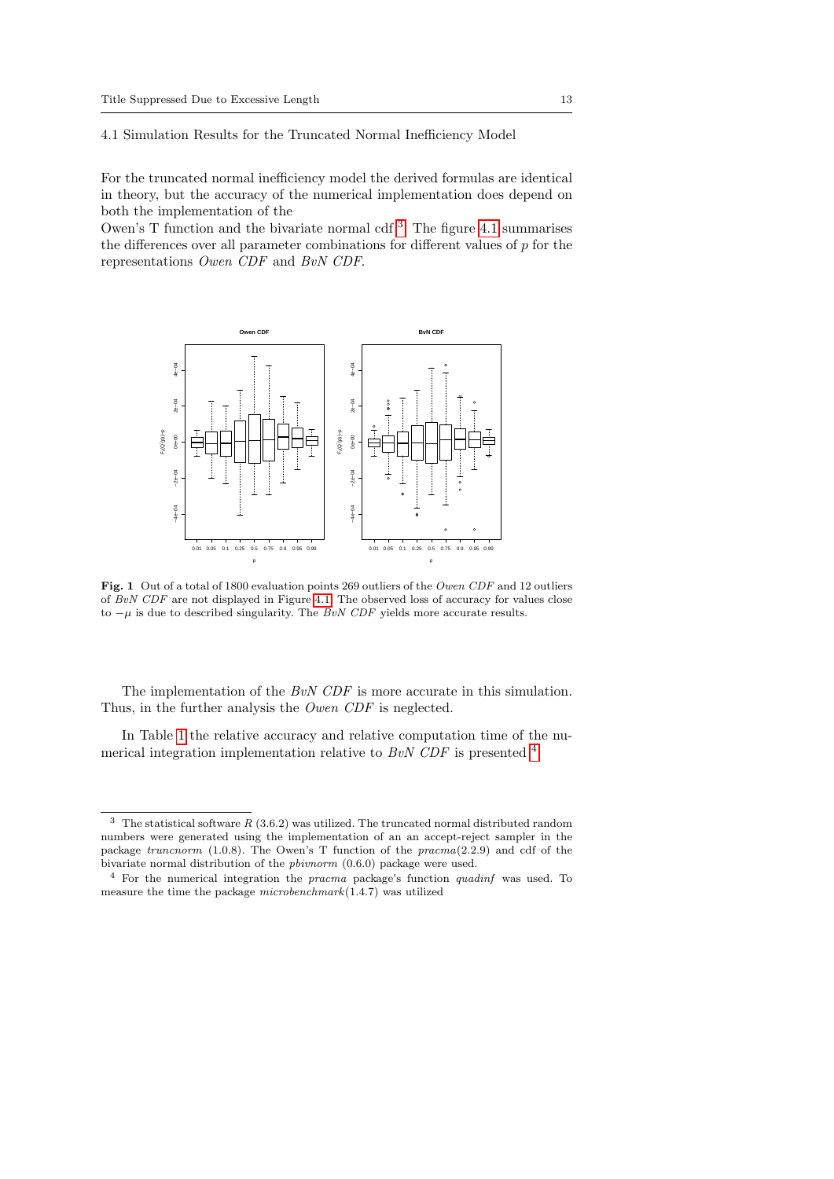### 4.1 Simulation Results for the Truncated Normal Inefficiency Model

For the truncated normal inefficiency model the derived formulas are identical in theory, but the accuracy of the numerical implementation does depend on both the implementation of the
Owen's T function and the bivariate normal cdf [3]. The figure 4.1 summarises the differences over all parameter combinations for different values of $p$ for the representations *Owen CDF* and *BvN CDF*.

**Fig. 1** Out of a total of 1800 evaluation points 269 outliers of the *Owen CDF* and 12 outliers of *BvN CDF* are not displayed in Figure 4.1. The observed loss of accuracy for values close to $-\mu$ is due to described singularity. The *BvN CDF* yields more accurate results.

The implementation of the *BvN CDF* is more accurate in this simulation. Thus, in the further analysis the *Owen CDF* is neglected.

In Table 1 the relative accuracy and relative computation time of the numerical integration implementation relative to *BvN CDF* is presented [4].

---

[3] The statistical software *R* (3.6.2) was utilized. The truncated normal distributed random numbers were generated using the implementation of an an accept-reject sampler in the package *truncnorm* (1.0.8). The Owen's T function of the *pracma*(2.2.9) and cdf of the bivariate normal distribution of the *pbivnorm* (0.6.0) package were used.

[4] For the numerical integration the *pracma* package's function *quadinf* was used. To measure the time the package *microbenchmark*(1.4.7) was utilized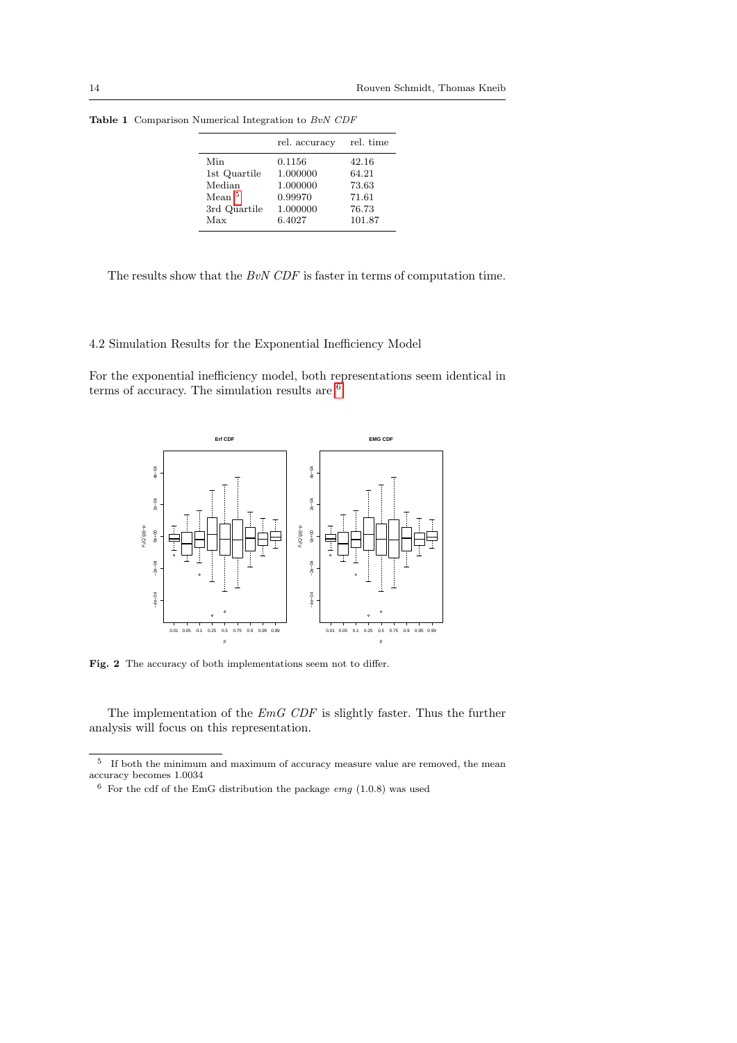**Table 1** Comparison Numerical Integration to *BvN CDF*

| | rel. accuracy | rel. time |
|---|---|---|
| Min | 0.1156 | 42.16 |
| 1st Quartile | 1.000000 | 64.21 |
| Median | 1.000000 | 73.63 |
| Mean [5] | 0.99970 | 71.61 |
| 3rd Quartile | 1.000000 | 76.73 |
| Max | 6.4027 | 101.87 |

The results show that the *BvN CDF* is faster in terms of computation time.

### 4.2 Simulation Results for the Exponential Inefficiency Model

For the exponential inefficiency model, both representations seem identical in terms of accuracy. The simulation results are [6]

**Fig. 2** The accuracy of both implementations seem not to differ.

The implementation of the *EmG CDF* is slightly faster. Thus the further analysis will focus on this representation.

[5] If both the minimum and maximum of accuracy measure value are removed, the mean accuracy becomes 1.0034

[6] For the cdf of the EmG distribution the package *emg* (1.0.8) was used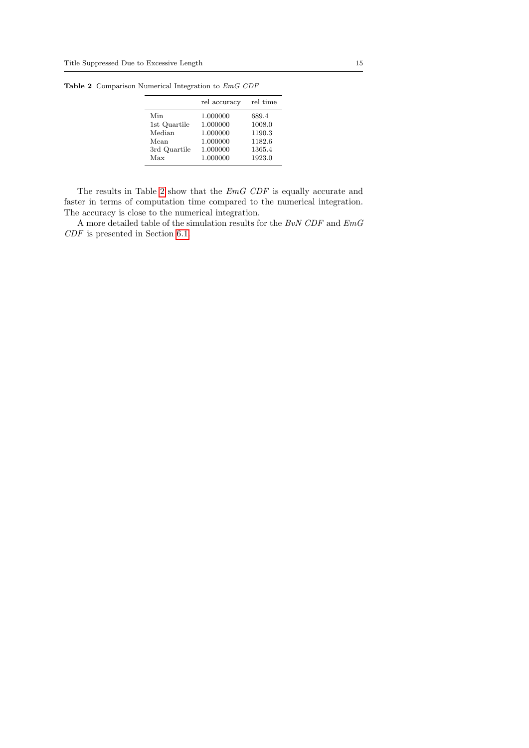**Table 2** Comparison Numerical Integration to *EmG CDF*

| | rel accuracy | rel time |
|---|---|---|
| Min | 1.000000 | 689.4 |
| 1st Quartile | 1.000000 | 1008.0 |
| Median | 1.000000 | 1190.3 |
| Mean | 1.000000 | 1182.6 |
| 3rd Quartile | 1.000000 | 1365.4 |
| Max | 1.000000 | 1923.0 |

The results in Table 2 show that the *EmG CDF* is equally accurate and faster in terms of computation time compared to the numerical integration. The accuracy is close to the numerical integration.

A more detailed table of the simulation results for the *BvN CDF* and *EmG CDF* is presented in Section 6.1.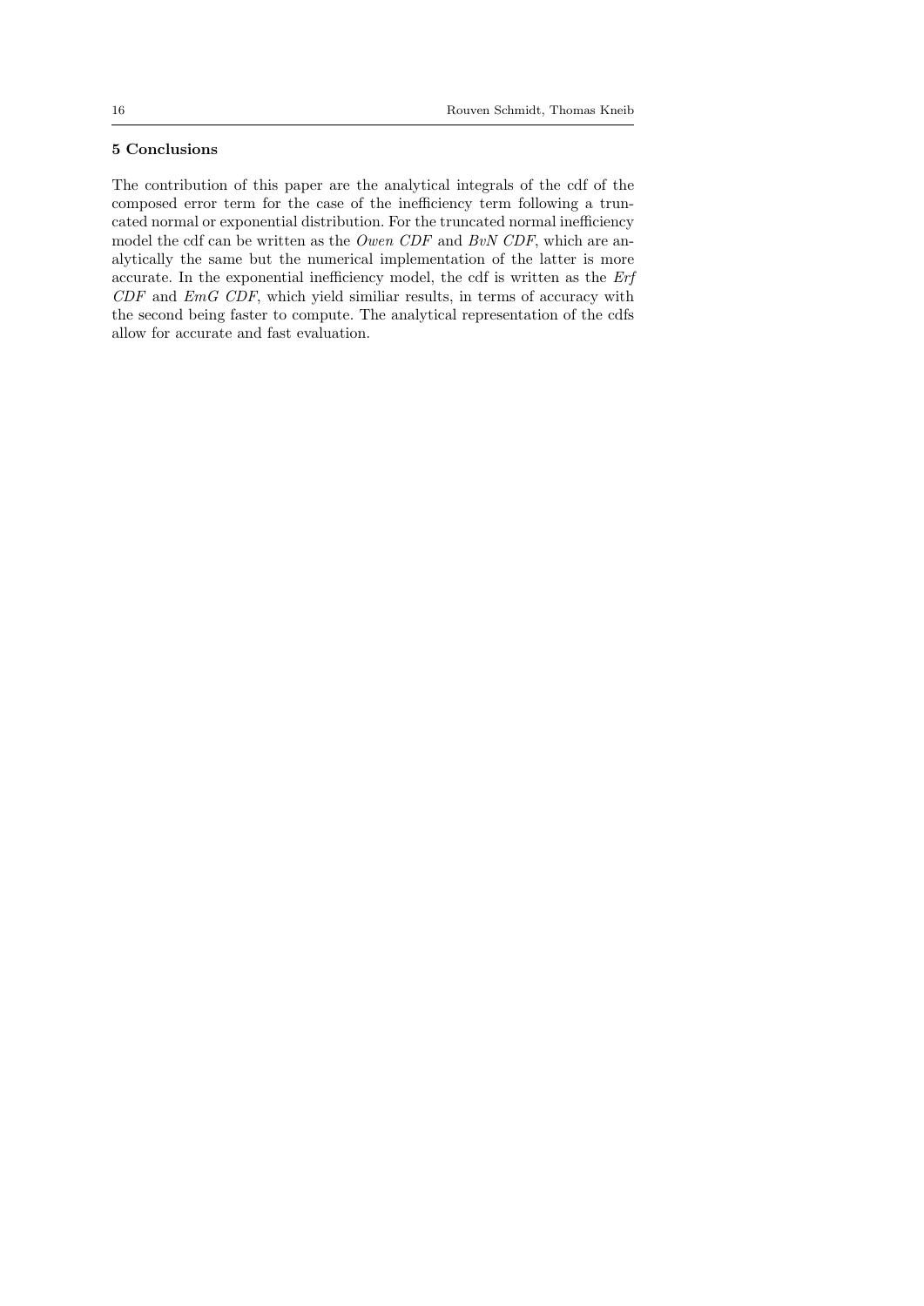## 5 Conclusions

The contribution of this paper are the analytical integrals of the cdf of the composed error term for the case of the inefficiency term following a truncated normal or exponential distribution. For the truncated normal inefficiency model the cdf can be written as the *Owen CDF* and *BvN CDF*, which are analytically the same but the numerical implementation of the latter is more accurate. In the exponential inefficiency model, the cdf is written as the *Erf CDF* and *EmG CDF*, which yield similiar results, in terms of accuracy with the second being faster to compute. The analytical representation of the cdfs allow for accurate and fast evaluation.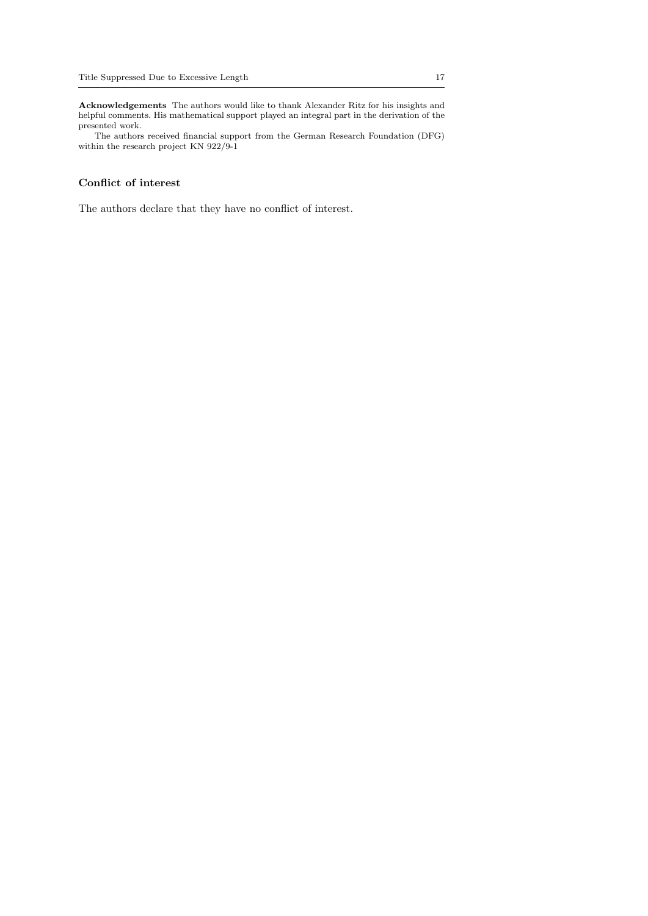**Acknowledgements** The authors would like to thank Alexander Ritz for his insights and helpful comments. His mathematical support played an integral part in the derivation of the presented work.

The authors received financial support from the German Research Foundation (DFG) within the research project KN 922/9-1

## Conflict of interest

The authors declare that they have no conflict of interest.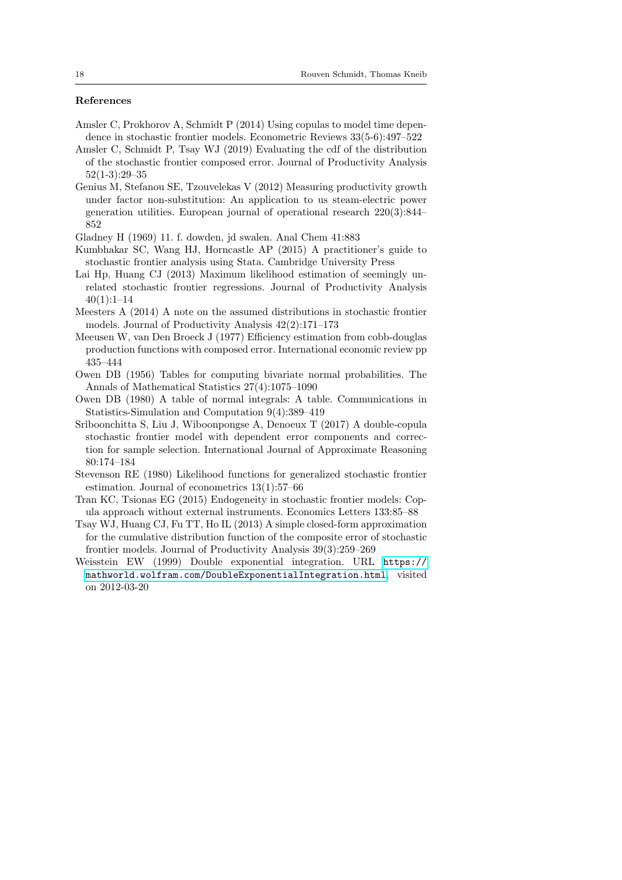## References

Amsler C, Prokhorov A, Schmidt P (2014) Using copulas to model time dependence in stochastic frontier models. Econometric Reviews 33(5-6):497–522

Amsler C, Schmidt P, Tsay WJ (2019) Evaluating the cdf of the distribution of the stochastic frontier composed error. Journal of Productivity Analysis 52(1-3):29–35

Genius M, Stefanou SE, Tzouvelekas V (2012) Measuring productivity growth under factor non-substitution: An application to us steam-electric power generation utilities. European journal of operational research 220(3):844–852

Gladney H (1969) 11. f. dowden, jd swalen. Anal Chem 41:883

Kumbhakar SC, Wang HJ, Horncastle AP (2015) A practitioner's guide to stochastic frontier analysis using Stata. Cambridge University Press

Lai Hp, Huang CJ (2013) Maximum likelihood estimation of seemingly unrelated stochastic frontier regressions. Journal of Productivity Analysis 40(1):1–14

Meesters A (2014) A note on the assumed distributions in stochastic frontier models. Journal of Productivity Analysis 42(2):171–173

Meeusen W, van Den Broeck J (1977) Efficiency estimation from cobb-douglas production functions with composed error. International economic review pp 435–444

Owen DB (1956) Tables for computing bivariate normal probabilities. The Annals of Mathematical Statistics 27(4):1075–1090

Owen DB (1980) A table of normal integrals: A table. Communications in Statistics-Simulation and Computation 9(4):389–419

Sriboonchitta S, Liu J, Wiboonpongse A, Denoeux T (2017) A double-copula stochastic frontier model with dependent error components and correction for sample selection. International Journal of Approximate Reasoning 80:174–184

Stevenson RE (1980) Likelihood functions for generalized stochastic frontier estimation. Journal of econometrics 13(1):57–66

Tran KC, Tsionas EG (2015) Endogeneity in stochastic frontier models: Copula approach without external instruments. Economics Letters 133:85–88

Tsay WJ, Huang CJ, Fu TT, Ho IL (2013) A simple closed-form approximation for the cumulative distribution function of the composite error of stochastic frontier models. Journal of Productivity Analysis 39(3):259–269

Weisstein EW (1999) Double exponential integration. URL https://mathworld.wolfram.com/DoubleExponentialIntegration.html, visited on 2012-03-20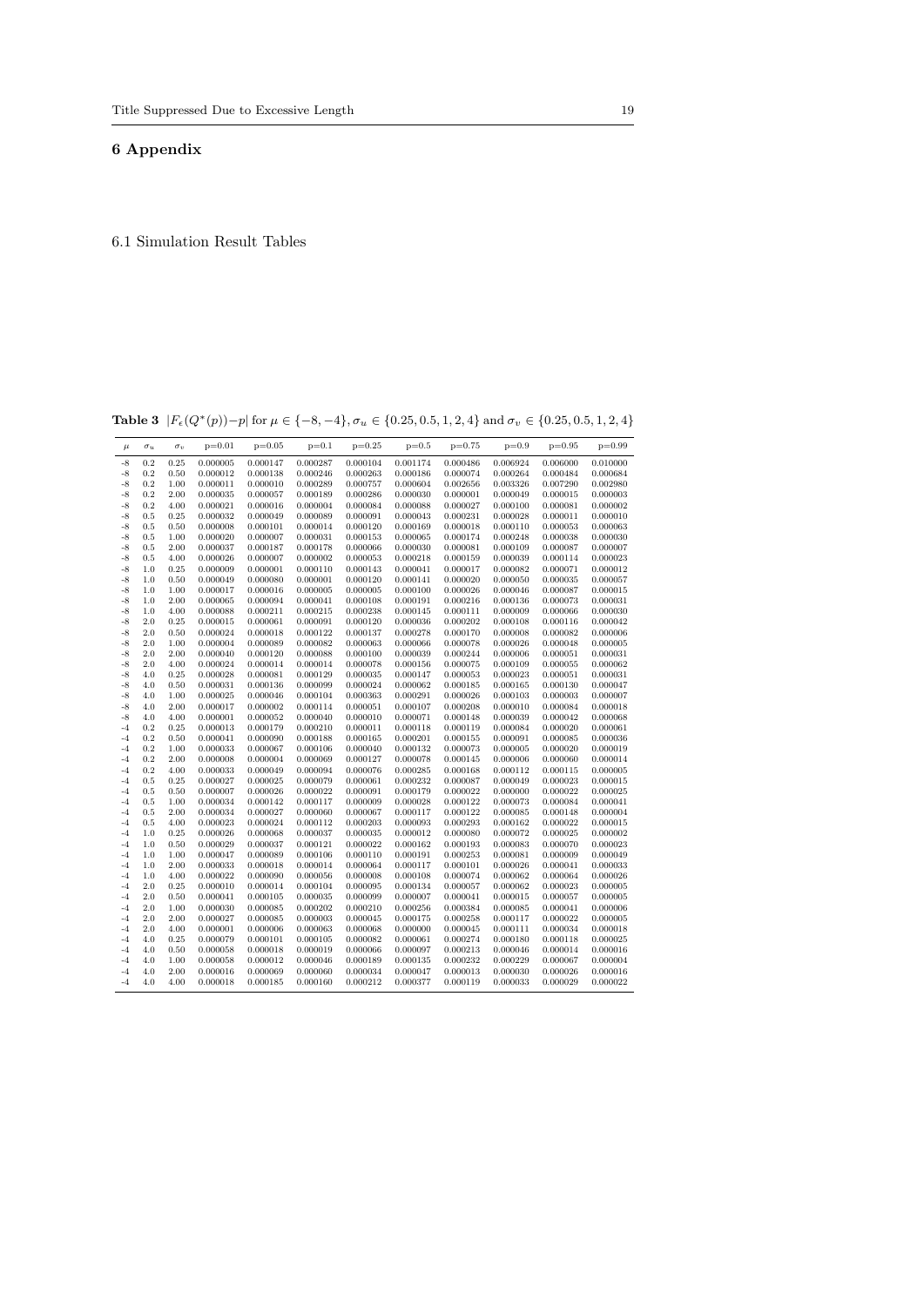# 6 Appendix

## 6.1 Simulation Result Tables

**Table 3** $|F_\epsilon(Q^*(p))-p|$ for $\mu \in \{-8,-4\}, \sigma_u \in \{0.25, 0.5, 1, 2, 4\}$ and $\sigma_v \in \{0.25, 0.5, 1, 2, 4\}$

| $\mu$ | $\sigma_u$ | $\sigma_v$ | p=0.01 | p=0.05 | p=0.1 | p=0.25 | p=0.5 | p=0.75 | p=0.9 | p=0.95 | p=0.99 |
|---|---|---|---|---|---|---|---|---|---|---|---|
| -8 | 0.2 | 0.25 | 0.000005 | 0.000147 | 0.000287 | 0.000104 | 0.001174 | 0.000486 | 0.006924 | 0.006000 | 0.010000 |
| -8 | 0.2 | 0.50 | 0.000012 | 0.000138 | 0.000246 | 0.000263 | 0.000186 | 0.000074 | 0.000264 | 0.000484 | 0.000684 |
| -8 | 0.2 | 1.00 | 0.000011 | 0.000010 | 0.000289 | 0.000757 | 0.000604 | 0.002656 | 0.003326 | 0.007290 | 0.002980 |
| -8 | 0.2 | 2.00 | 0.000035 | 0.000057 | 0.000189 | 0.000286 | 0.000030 | 0.000001 | 0.000049 | 0.000015 | 0.000003 |
| -8 | 0.2 | 4.00 | 0.000021 | 0.000016 | 0.000004 | 0.000084 | 0.000088 | 0.000027 | 0.000100 | 0.000081 | 0.000002 |
| -8 | 0.5 | 0.25 | 0.000032 | 0.000049 | 0.000089 | 0.000091 | 0.000043 | 0.000231 | 0.000028 | 0.000011 | 0.000010 |
| -8 | 0.5 | 0.50 | 0.000008 | 0.000101 | 0.000014 | 0.000120 | 0.000169 | 0.000018 | 0.000110 | 0.000053 | 0.000063 |
| -8 | 0.5 | 1.00 | 0.000020 | 0.000007 | 0.000031 | 0.000153 | 0.000065 | 0.000174 | 0.000248 | 0.000038 | 0.000030 |
| -8 | 0.5 | 2.00 | 0.000037 | 0.000187 | 0.000178 | 0.000066 | 0.000030 | 0.000081 | 0.000109 | 0.000087 | 0.000007 |
| -8 | 0.5 | 4.00 | 0.000026 | 0.000007 | 0.000002 | 0.000053 | 0.000218 | 0.000159 | 0.000039 | 0.000114 | 0.000023 |
| -8 | 1.0 | 0.25 | 0.000009 | 0.000001 | 0.000110 | 0.000143 | 0.000041 | 0.000017 | 0.000082 | 0.000071 | 0.000012 |
| -8 | 1.0 | 0.50 | 0.000049 | 0.000080 | 0.000001 | 0.000120 | 0.000141 | 0.000020 | 0.000050 | 0.000035 | 0.000057 |
| -8 | 1.0 | 1.00 | 0.000017 | 0.000016 | 0.000005 | 0.000005 | 0.000100 | 0.000026 | 0.000046 | 0.000087 | 0.000015 |
| -8 | 1.0 | 2.00 | 0.000065 | 0.000094 | 0.000041 | 0.000108 | 0.000191 | 0.000216 | 0.000136 | 0.000073 | 0.000031 |
| -8 | 1.0 | 4.00 | 0.000088 | 0.000211 | 0.000215 | 0.000238 | 0.000145 | 0.000111 | 0.000009 | 0.000066 | 0.000030 |
| -8 | 2.0 | 0.25 | 0.000015 | 0.000061 | 0.000091 | 0.000120 | 0.000036 | 0.000202 | 0.000108 | 0.000116 | 0.000042 |
| -8 | 2.0 | 0.50 | 0.000024 | 0.000018 | 0.000122 | 0.000137 | 0.000278 | 0.000170 | 0.000008 | 0.000082 | 0.000006 |
| -8 | 2.0 | 1.00 | 0.000004 | 0.000089 | 0.000082 | 0.000063 | 0.000066 | 0.000078 | 0.000026 | 0.000048 | 0.000005 |
| -8 | 2.0 | 2.00 | 0.000040 | 0.000120 | 0.000088 | 0.000100 | 0.000039 | 0.000244 | 0.000006 | 0.000051 | 0.000031 |
| -8 | 2.0 | 4.00 | 0.000024 | 0.000014 | 0.000014 | 0.000078 | 0.000156 | 0.000075 | 0.000109 | 0.000055 | 0.000062 |
| -8 | 4.0 | 0.25 | 0.000028 | 0.000081 | 0.000129 | 0.000035 | 0.000147 | 0.000053 | 0.000023 | 0.000051 | 0.000031 |
| -8 | 4.0 | 0.50 | 0.000031 | 0.000136 | 0.000099 | 0.000024 | 0.000062 | 0.000185 | 0.000165 | 0.000130 | 0.000047 |
| -8 | 4.0 | 1.00 | 0.000025 | 0.000046 | 0.000104 | 0.000363 | 0.000291 | 0.000026 | 0.000103 | 0.000003 | 0.000007 |
| -8 | 4.0 | 2.00 | 0.000017 | 0.000002 | 0.000114 | 0.000051 | 0.000107 | 0.000208 | 0.000010 | 0.000084 | 0.000018 |
| -8 | 4.0 | 4.00 | 0.000001 | 0.000052 | 0.000040 | 0.000010 | 0.000071 | 0.000148 | 0.000039 | 0.000042 | 0.000068 |
| -4 | 0.2 | 0.25 | 0.000013 | 0.000179 | 0.000210 | 0.000011 | 0.000118 | 0.000119 | 0.000084 | 0.000020 | 0.000061 |
| -4 | 0.2 | 0.50 | 0.000041 | 0.000090 | 0.000188 | 0.000165 | 0.000201 | 0.000155 | 0.000091 | 0.000085 | 0.000036 |
| -4 | 0.2 | 1.00 | 0.000033 | 0.000067 | 0.000106 | 0.000040 | 0.000132 | 0.000073 | 0.000005 | 0.000020 | 0.000019 |
| -4 | 0.2 | 2.00 | 0.000008 | 0.000004 | 0.000069 | 0.000127 | 0.000078 | 0.000145 | 0.000006 | 0.000060 | 0.000014 |
| -4 | 0.2 | 4.00 | 0.000033 | 0.000049 | 0.000094 | 0.000076 | 0.000285 | 0.000168 | 0.000112 | 0.000115 | 0.000005 |
| -4 | 0.5 | 0.25 | 0.000027 | 0.000025 | 0.000079 | 0.000061 | 0.000232 | 0.000087 | 0.000049 | 0.000023 | 0.000015 |
| -4 | 0.5 | 0.50 | 0.000007 | 0.000026 | 0.000022 | 0.000091 | 0.000179 | 0.000022 | 0.000000 | 0.000022 | 0.000025 |
| -4 | 0.5 | 1.00 | 0.000034 | 0.000142 | 0.000117 | 0.000009 | 0.000028 | 0.000122 | 0.000073 | 0.000084 | 0.000041 |
| -4 | 0.5 | 2.00 | 0.000034 | 0.000027 | 0.000060 | 0.000067 | 0.000117 | 0.000122 | 0.000085 | 0.000148 | 0.000004 |
| -4 | 0.5 | 4.00 | 0.000023 | 0.000024 | 0.000112 | 0.000203 | 0.000093 | 0.000293 | 0.000162 | 0.000022 | 0.000015 |
| -4 | 1.0 | 0.25 | 0.000026 | 0.000068 | 0.000037 | 0.000035 | 0.000012 | 0.000080 | 0.000072 | 0.000025 | 0.000002 |
| -4 | 1.0 | 0.50 | 0.000029 | 0.000037 | 0.000121 | 0.000022 | 0.000162 | 0.000193 | 0.000083 | 0.000070 | 0.000023 |
| -4 | 1.0 | 1.00 | 0.000047 | 0.000089 | 0.000106 | 0.000110 | 0.000191 | 0.000253 | 0.000081 | 0.000009 | 0.000049 |
| -4 | 1.0 | 2.00 | 0.000033 | 0.000018 | 0.000014 | 0.000064 | 0.000117 | 0.000101 | 0.000026 | 0.000041 | 0.000033 |
| -4 | 1.0 | 4.00 | 0.000022 | 0.000090 | 0.000056 | 0.000008 | 0.000108 | 0.000074 | 0.000062 | 0.000064 | 0.000026 |
| -4 | 2.0 | 0.25 | 0.000010 | 0.000014 | 0.000104 | 0.000095 | 0.000134 | 0.000057 | 0.000062 | 0.000023 | 0.000005 |
| -4 | 2.0 | 0.50 | 0.000041 | 0.000105 | 0.000035 | 0.000099 | 0.000007 | 0.000041 | 0.000015 | 0.000057 | 0.000005 |
| -4 | 2.0 | 1.00 | 0.000030 | 0.000085 | 0.000202 | 0.000210 | 0.000256 | 0.000384 | 0.000085 | 0.000041 | 0.000006 |
| -4 | 2.0 | 2.00 | 0.000027 | 0.000085 | 0.000003 | 0.000045 | 0.000175 | 0.000258 | 0.000117 | 0.000022 | 0.000005 |
| -4 | 2.0 | 4.00 | 0.000001 | 0.000006 | 0.000063 | 0.000068 | 0.000000 | 0.000045 | 0.000111 | 0.000034 | 0.000018 |
| -4 | 4.0 | 0.25 | 0.000079 | 0.000101 | 0.000105 | 0.000082 | 0.000061 | 0.000274 | 0.000180 | 0.000118 | 0.000025 |
| -4 | 4.0 | 0.50 | 0.000058 | 0.000018 | 0.000019 | 0.000066 | 0.000097 | 0.000213 | 0.000046 | 0.000014 | 0.000016 |
| -4 | 4.0 | 1.00 | 0.000058 | 0.000012 | 0.000046 | 0.000189 | 0.000135 | 0.000232 | 0.000229 | 0.000067 | 0.000004 |
| -4 | 4.0 | 2.00 | 0.000016 | 0.000069 | 0.000060 | 0.000034 | 0.000047 | 0.000013 | 0.000030 | 0.000026 | 0.000016 |
| -4 | 4.0 | 4.00 | 0.000018 | 0.000185 | 0.000160 | 0.000212 | 0.000377 | 0.000119 | 0.000033 | 0.000029 | 0.000022 |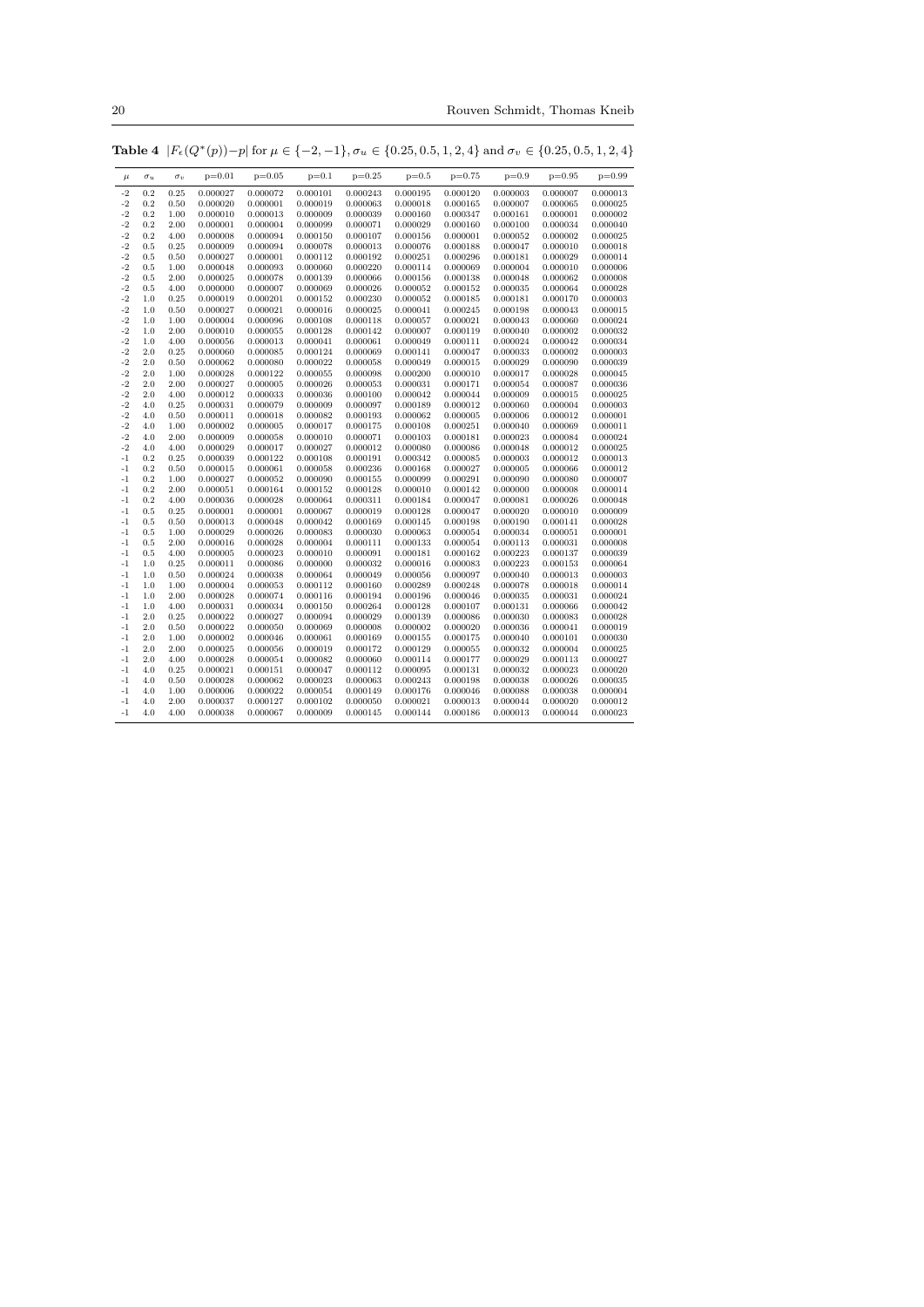**Table 4** $|F_\epsilon(Q^*(p))-p|$ for $\mu \in \{-2,-1\}, \sigma_u \in \{0.25, 0.5, 1, 2, 4\}$ and $\sigma_v \in \{0.25, 0.5, 1, 2, 4\}$

| $\mu$ | $\sigma_u$ | $\sigma_v$ | p=0.01 | p=0.05 | p=0.1 | p=0.25 | p=0.5 | p=0.75 | p=0.9 | p=0.95 | p=0.99 |
|---|---|---|---|---|---|---|---|---|---|---|---|
| -2 | 0.2 | 0.25 | 0.000027 | 0.000072 | 0.000101 | 0.000243 | 0.000195 | 0.000120 | 0.000003 | 0.000007 | 0.000013 |
| -2 | 0.2 | 0.50 | 0.000020 | 0.000001 | 0.000019 | 0.000063 | 0.000018 | 0.000165 | 0.000007 | 0.000065 | 0.000025 |
| -2 | 0.2 | 1.00 | 0.000010 | 0.000013 | 0.000009 | 0.000039 | 0.000160 | 0.000347 | 0.000161 | 0.000001 | 0.000002 |
| -2 | 0.2 | 2.00 | 0.000001 | 0.000004 | 0.000099 | 0.000071 | 0.000029 | 0.000160 | 0.000100 | 0.000034 | 0.000040 |
| -2 | 0.2 | 4.00 | 0.000008 | 0.000094 | 0.000150 | 0.000107 | 0.000156 | 0.000001 | 0.000052 | 0.000002 | 0.000025 |
| -2 | 0.5 | 0.25 | 0.000009 | 0.000094 | 0.000078 | 0.000013 | 0.000076 | 0.000188 | 0.000047 | 0.000010 | 0.000018 |
| -2 | 0.5 | 0.50 | 0.000027 | 0.000001 | 0.000112 | 0.000192 | 0.000251 | 0.000296 | 0.000181 | 0.000029 | 0.000014 |
| -2 | 0.5 | 1.00 | 0.000048 | 0.000093 | 0.000060 | 0.000220 | 0.000114 | 0.000069 | 0.000004 | 0.000010 | 0.000006 |
| -2 | 0.5 | 2.00 | 0.000025 | 0.000078 | 0.000139 | 0.000066 | 0.000156 | 0.000138 | 0.000048 | 0.000062 | 0.000008 |
| -2 | 0.5 | 4.00 | 0.000000 | 0.000007 | 0.000069 | 0.000026 | 0.000052 | 0.000152 | 0.000035 | 0.000064 | 0.000028 |
| -2 | 1.0 | 0.25 | 0.000019 | 0.000201 | 0.000152 | 0.000230 | 0.000052 | 0.000185 | 0.000181 | 0.000170 | 0.000003 |
| -2 | 1.0 | 0.50 | 0.000027 | 0.000021 | 0.000016 | 0.000025 | 0.000041 | 0.000245 | 0.000198 | 0.000043 | 0.000015 |
| -2 | 1.0 | 1.00 | 0.000004 | 0.000096 | 0.000108 | 0.000118 | 0.000057 | 0.000021 | 0.000043 | 0.000060 | 0.000024 |
| -2 | 1.0 | 2.00 | 0.000010 | 0.000055 | 0.000128 | 0.000142 | 0.000007 | 0.000119 | 0.000040 | 0.000002 | 0.000032 |
| -2 | 1.0 | 4.00 | 0.000056 | 0.000013 | 0.000041 | 0.000061 | 0.000049 | 0.000111 | 0.000024 | 0.000042 | 0.000034 |
| -2 | 2.0 | 0.25 | 0.000060 | 0.000085 | 0.000124 | 0.000069 | 0.000141 | 0.000047 | 0.000033 | 0.000002 | 0.000003 |
| -2 | 2.0 | 0.50 | 0.000062 | 0.000080 | 0.000022 | 0.000058 | 0.000049 | 0.000015 | 0.000029 | 0.000090 | 0.000039 |
| -2 | 2.0 | 1.00 | 0.000028 | 0.000122 | 0.000055 | 0.000098 | 0.000200 | 0.000010 | 0.000017 | 0.000028 | 0.000045 |
| -2 | 2.0 | 2.00 | 0.000027 | 0.000005 | 0.000026 | 0.000053 | 0.000031 | 0.000171 | 0.000054 | 0.000087 | 0.000036 |
| -2 | 2.0 | 4.00 | 0.000012 | 0.000033 | 0.000036 | 0.000100 | 0.000042 | 0.000044 | 0.000009 | 0.000015 | 0.000025 |
| -2 | 4.0 | 0.25 | 0.000031 | 0.000079 | 0.000009 | 0.000097 | 0.000189 | 0.000012 | 0.000060 | 0.000004 | 0.000003 |
| -2 | 4.0 | 0.50 | 0.000011 | 0.000018 | 0.000082 | 0.000193 | 0.000062 | 0.000005 | 0.000006 | 0.000012 | 0.000001 |
| -2 | 4.0 | 1.00 | 0.000002 | 0.000005 | 0.000017 | 0.000175 | 0.000108 | 0.000251 | 0.000040 | 0.000069 | 0.000011 |
| -2 | 4.0 | 2.00 | 0.000009 | 0.000058 | 0.000010 | 0.000071 | 0.000103 | 0.000181 | 0.000023 | 0.000084 | 0.000024 |
| -2 | 4.0 | 4.00 | 0.000029 | 0.000017 | 0.000027 | 0.000012 | 0.000080 | 0.000086 | 0.000048 | 0.000012 | 0.000025 |
| -1 | 0.2 | 0.25 | 0.000039 | 0.000122 | 0.000108 | 0.000191 | 0.000342 | 0.000085 | 0.000003 | 0.000012 | 0.000013 |
| -1 | 0.2 | 0.50 | 0.000015 | 0.000061 | 0.000058 | 0.000236 | 0.000168 | 0.000027 | 0.000005 | 0.000066 | 0.000012 |
| -1 | 0.2 | 1.00 | 0.000027 | 0.000052 | 0.000090 | 0.000155 | 0.000099 | 0.000291 | 0.000090 | 0.000080 | 0.000007 |
| -1 | 0.2 | 2.00 | 0.000051 | 0.000164 | 0.000152 | 0.000128 | 0.000010 | 0.000142 | 0.000000 | 0.000008 | 0.000014 |
| -1 | 0.2 | 4.00 | 0.000036 | 0.000028 | 0.000064 | 0.000311 | 0.000184 | 0.000047 | 0.000081 | 0.000026 | 0.000048 |
| -1 | 0.5 | 0.25 | 0.000001 | 0.000001 | 0.000067 | 0.000019 | 0.000128 | 0.000047 | 0.000020 | 0.000010 | 0.000009 |
| -1 | 0.5 | 0.50 | 0.000013 | 0.000048 | 0.000042 | 0.000169 | 0.000145 | 0.000198 | 0.000190 | 0.000141 | 0.000028 |
| -1 | 0.5 | 1.00 | 0.000029 | 0.000026 | 0.000083 | 0.000030 | 0.000063 | 0.000054 | 0.000034 | 0.000051 | 0.000001 |
| -1 | 0.5 | 2.00 | 0.000016 | 0.000028 | 0.000004 | 0.000111 | 0.000133 | 0.000054 | 0.000113 | 0.000031 | 0.000008 |
| -1 | 0.5 | 4.00 | 0.000005 | 0.000023 | 0.000010 | 0.000091 | 0.000181 | 0.000162 | 0.000223 | 0.000137 | 0.000039 |
| -1 | 1.0 | 0.25 | 0.000011 | 0.000086 | 0.000000 | 0.000032 | 0.000016 | 0.000083 | 0.000223 | 0.000153 | 0.000064 |
| -1 | 1.0 | 0.50 | 0.000024 | 0.000038 | 0.000064 | 0.000049 | 0.000056 | 0.000097 | 0.000040 | 0.000013 | 0.000003 |
| -1 | 1.0 | 1.00 | 0.000004 | 0.000053 | 0.000112 | 0.000160 | 0.000289 | 0.000248 | 0.000078 | 0.000018 | 0.000014 |
| -1 | 1.0 | 2.00 | 0.000028 | 0.000074 | 0.000116 | 0.000194 | 0.000196 | 0.000046 | 0.000035 | 0.000031 | 0.000024 |
| -1 | 1.0 | 4.00 | 0.000031 | 0.000034 | 0.000150 | 0.000264 | 0.000128 | 0.000107 | 0.000131 | 0.000066 | 0.000042 |
| -1 | 2.0 | 0.25 | 0.000022 | 0.000027 | 0.000094 | 0.000029 | 0.000139 | 0.000086 | 0.000030 | 0.000083 | 0.000028 |
| -1 | 2.0 | 0.50 | 0.000022 | 0.000050 | 0.000069 | 0.000008 | 0.000002 | 0.000020 | 0.000036 | 0.000041 | 0.000019 |
| -1 | 2.0 | 1.00 | 0.000002 | 0.000046 | 0.000061 | 0.000169 | 0.000155 | 0.000175 | 0.000040 | 0.000101 | 0.000030 |
| -1 | 2.0 | 2.00 | 0.000025 | 0.000056 | 0.000019 | 0.000172 | 0.000129 | 0.000055 | 0.000032 | 0.000004 | 0.000025 |
| -1 | 2.0 | 4.00 | 0.000028 | 0.000054 | 0.000082 | 0.000060 | 0.000114 | 0.000177 | 0.000029 | 0.000113 | 0.000027 |
| -1 | 4.0 | 0.25 | 0.000021 | 0.000151 | 0.000047 | 0.000112 | 0.000095 | 0.000131 | 0.000032 | 0.000023 | 0.000020 |
| -1 | 4.0 | 0.50 | 0.000028 | 0.000062 | 0.000023 | 0.000063 | 0.000243 | 0.000198 | 0.000038 | 0.000026 | 0.000035 |
| -1 | 4.0 | 1.00 | 0.000006 | 0.000022 | 0.000054 | 0.000149 | 0.000176 | 0.000046 | 0.000088 | 0.000038 | 0.000004 |
| -1 | 4.0 | 2.00 | 0.000037 | 0.000127 | 0.000102 | 0.000050 | 0.000021 | 0.000013 | 0.000044 | 0.000020 | 0.000012 |
| -1 | 4.0 | 4.00 | 0.000038 | 0.000067 | 0.000009 | 0.000145 | 0.000144 | 0.000186 | 0.000013 | 0.000044 | 0.000023 |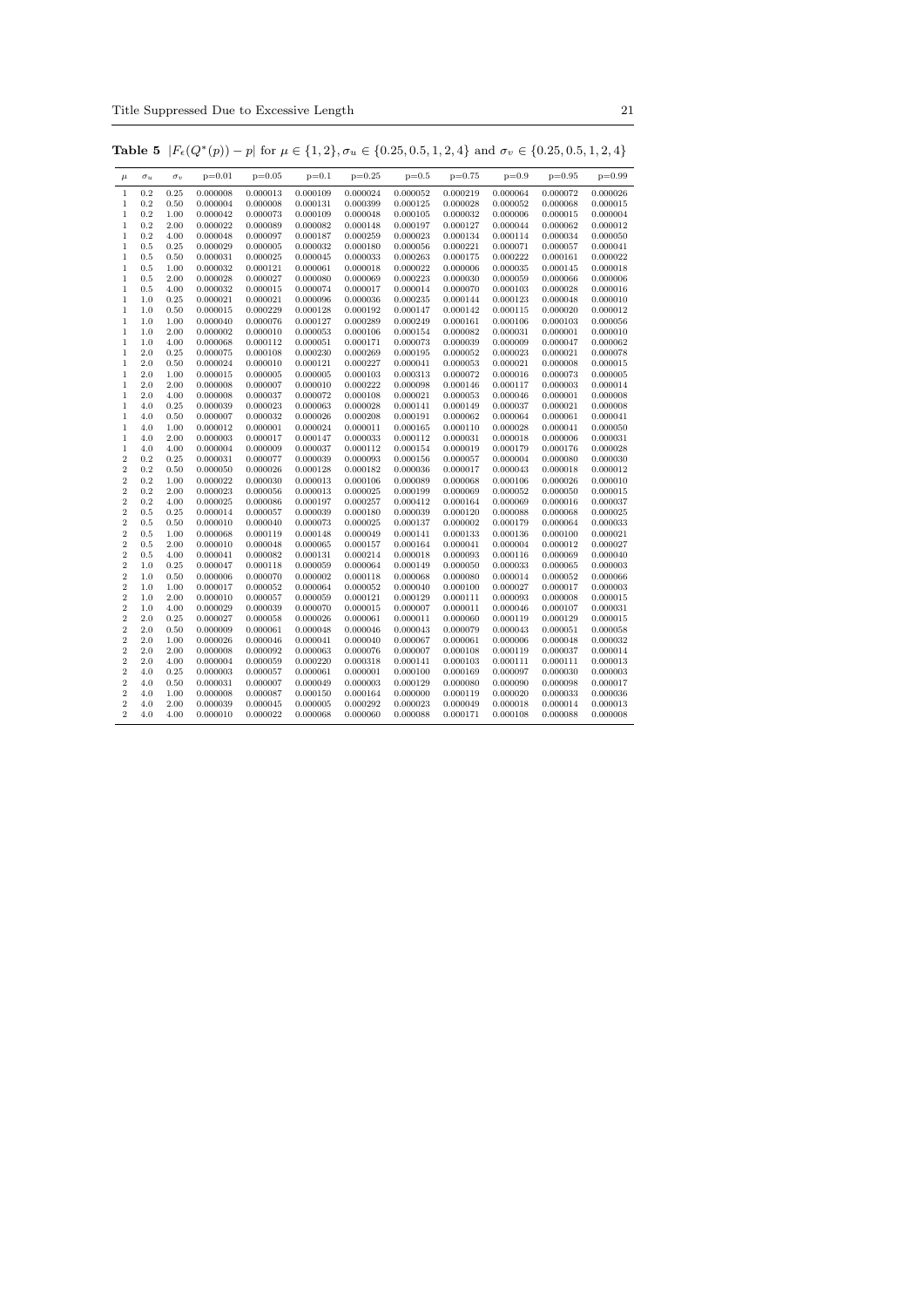**Table 5** $|F_\epsilon(Q^*(p)) - p|$ for $\mu \in \{1, 2\}, \sigma_u \in \{0.25, 0.5, 1, 2, 4\}$ and $\sigma_v \in \{0.25, 0.5, 1, 2, 4\}$

| $\mu$ | $\sigma_u$ | $\sigma_v$ | p=0.01 | p=0.05 | p=0.1 | p=0.25 | p=0.5 | p=0.75 | p=0.9 | p=0.95 | p=0.99 |
|---|---|---|---|---|---|---|---|---|---|---|---|
| 1 | 0.2 | 0.25 | 0.000008 | 0.000013 | 0.000109 | 0.000024 | 0.000052 | 0.000219 | 0.000064 | 0.000072 | 0.000026 |
| 1 | 0.2 | 0.50 | 0.000004 | 0.000008 | 0.000131 | 0.000399 | 0.000125 | 0.000028 | 0.000052 | 0.000068 | 0.000015 |
| 1 | 0.2 | 1.00 | 0.000042 | 0.000073 | 0.000109 | 0.000048 | 0.000105 | 0.000032 | 0.000006 | 0.000015 | 0.000004 |
| 1 | 0.2 | 2.00 | 0.000022 | 0.000089 | 0.000082 | 0.000148 | 0.000197 | 0.000127 | 0.000044 | 0.000062 | 0.000012 |
| 1 | 0.2 | 4.00 | 0.000048 | 0.000097 | 0.000187 | 0.000259 | 0.000023 | 0.000134 | 0.000114 | 0.000034 | 0.000050 |
| 1 | 0.5 | 0.25 | 0.000029 | 0.000005 | 0.000032 | 0.000180 | 0.000056 | 0.000221 | 0.000071 | 0.000057 | 0.000041 |
| 1 | 0.5 | 0.50 | 0.000031 | 0.000025 | 0.000045 | 0.000033 | 0.000263 | 0.000175 | 0.000222 | 0.000161 | 0.000022 |
| 1 | 0.5 | 1.00 | 0.000032 | 0.000121 | 0.000061 | 0.000018 | 0.000022 | 0.000006 | 0.000035 | 0.000145 | 0.000018 |
| 1 | 0.5 | 2.00 | 0.000028 | 0.000027 | 0.000080 | 0.000069 | 0.000223 | 0.000030 | 0.000059 | 0.000066 | 0.000006 |
| 1 | 0.5 | 4.00 | 0.000032 | 0.000015 | 0.000074 | 0.000017 | 0.000014 | 0.000070 | 0.000103 | 0.000028 | 0.000016 |
| 1 | 1.0 | 0.25 | 0.000021 | 0.000021 | 0.000096 | 0.000036 | 0.000235 | 0.000144 | 0.000123 | 0.000048 | 0.000010 |
| 1 | 1.0 | 0.50 | 0.000015 | 0.000229 | 0.000128 | 0.000192 | 0.000147 | 0.000142 | 0.000115 | 0.000020 | 0.000012 |
| 1 | 1.0 | 1.00 | 0.000040 | 0.000076 | 0.000127 | 0.000289 | 0.000249 | 0.000161 | 0.000106 | 0.000103 | 0.000056 |
| 1 | 1.0 | 2.00 | 0.000002 | 0.000010 | 0.000053 | 0.000106 | 0.000154 | 0.000082 | 0.000031 | 0.000001 | 0.000010 |
| 1 | 1.0 | 4.00 | 0.000068 | 0.000112 | 0.000051 | 0.000171 | 0.000073 | 0.000039 | 0.000009 | 0.000047 | 0.000062 |
| 1 | 2.0 | 0.25 | 0.000075 | 0.000108 | 0.000230 | 0.000269 | 0.000195 | 0.000052 | 0.000023 | 0.000021 | 0.000078 |
| 1 | 2.0 | 0.50 | 0.000024 | 0.000010 | 0.000121 | 0.000227 | 0.000041 | 0.000053 | 0.000021 | 0.000008 | 0.000015 |
| 1 | 2.0 | 1.00 | 0.000015 | 0.000005 | 0.000005 | 0.000103 | 0.000313 | 0.000072 | 0.000016 | 0.000073 | 0.000005 |
| 1 | 2.0 | 2.00 | 0.000008 | 0.000007 | 0.000010 | 0.000222 | 0.000098 | 0.000146 | 0.000117 | 0.000003 | 0.000014 |
| 1 | 2.0 | 4.00 | 0.000008 | 0.000037 | 0.000072 | 0.000108 | 0.000021 | 0.000053 | 0.000046 | 0.000001 | 0.000008 |
| 1 | 4.0 | 0.25 | 0.000039 | 0.000023 | 0.000063 | 0.000028 | 0.000141 | 0.000149 | 0.000037 | 0.000021 | 0.000008 |
| 1 | 4.0 | 0.50 | 0.000007 | 0.000032 | 0.000026 | 0.000208 | 0.000191 | 0.000062 | 0.000064 | 0.000061 | 0.000041 |
| 1 | 4.0 | 1.00 | 0.000012 | 0.000001 | 0.000024 | 0.000011 | 0.000165 | 0.000110 | 0.000028 | 0.000041 | 0.000050 |
| 1 | 4.0 | 2.00 | 0.000003 | 0.000017 | 0.000147 | 0.000033 | 0.000112 | 0.000031 | 0.000018 | 0.000006 | 0.000031 |
| 1 | 4.0 | 4.00 | 0.000004 | 0.000009 | 0.000037 | 0.000112 | 0.000154 | 0.000019 | 0.000179 | 0.000176 | 0.000028 |
| 2 | 0.2 | 0.25 | 0.000031 | 0.000077 | 0.000039 | 0.000093 | 0.000156 | 0.000057 | 0.000004 | 0.000080 | 0.000030 |
| 2 | 0.2 | 0.50 | 0.000050 | 0.000026 | 0.000128 | 0.000182 | 0.000036 | 0.000017 | 0.000043 | 0.000018 | 0.000012 |
| 2 | 0.2 | 1.00 | 0.000022 | 0.000030 | 0.000013 | 0.000106 | 0.000089 | 0.000068 | 0.000106 | 0.000026 | 0.000010 |
| 2 | 0.2 | 2.00 | 0.000023 | 0.000056 | 0.000013 | 0.000025 | 0.000199 | 0.000069 | 0.000052 | 0.000050 | 0.000015 |
| 2 | 0.2 | 4.00 | 0.000025 | 0.000086 | 0.000197 | 0.000257 | 0.000412 | 0.000164 | 0.000069 | 0.000016 | 0.000037 |
| 2 | 0.5 | 0.25 | 0.000014 | 0.000057 | 0.000039 | 0.000180 | 0.000039 | 0.000120 | 0.000088 | 0.000068 | 0.000025 |
| 2 | 0.5 | 0.50 | 0.000010 | 0.000040 | 0.000073 | 0.000025 | 0.000137 | 0.000002 | 0.000179 | 0.000064 | 0.000033 |
| 2 | 0.5 | 1.00 | 0.000068 | 0.000119 | 0.000148 | 0.000049 | 0.000141 | 0.000133 | 0.000136 | 0.000100 | 0.000021 |
| 2 | 0.5 | 2.00 | 0.000010 | 0.000048 | 0.000065 | 0.000157 | 0.000164 | 0.000041 | 0.000004 | 0.000012 | 0.000027 |
| 2 | 0.5 | 4.00 | 0.000041 | 0.000082 | 0.000131 | 0.000214 | 0.000018 | 0.000093 | 0.000116 | 0.000069 | 0.000040 |
| 2 | 1.0 | 0.25 | 0.000047 | 0.000118 | 0.000059 | 0.000064 | 0.000149 | 0.000050 | 0.000033 | 0.000065 | 0.000003 |
| 2 | 1.0 | 0.50 | 0.000006 | 0.000070 | 0.000002 | 0.000118 | 0.000068 | 0.000080 | 0.000014 | 0.000052 | 0.000066 |
| 2 | 1.0 | 1.00 | 0.000017 | 0.000052 | 0.000064 | 0.000052 | 0.000040 | 0.000100 | 0.000027 | 0.000017 | 0.000003 |
| 2 | 1.0 | 2.00 | 0.000010 | 0.000057 | 0.000059 | 0.000121 | 0.000129 | 0.000111 | 0.000093 | 0.000008 | 0.000015 |
| 2 | 1.0 | 4.00 | 0.000029 | 0.000039 | 0.000070 | 0.000015 | 0.000007 | 0.000011 | 0.000046 | 0.000107 | 0.000031 |
| 2 | 2.0 | 0.25 | 0.000027 | 0.000058 | 0.000026 | 0.000061 | 0.000011 | 0.000060 | 0.000119 | 0.000129 | 0.000015 |
| 2 | 2.0 | 0.50 | 0.000009 | 0.000061 | 0.000048 | 0.000046 | 0.000043 | 0.000079 | 0.000043 | 0.000051 | 0.000058 |
| 2 | 2.0 | 1.00 | 0.000026 | 0.000046 | 0.000041 | 0.000040 | 0.000067 | 0.000061 | 0.000006 | 0.000048 | 0.000032 |
| 2 | 2.0 | 2.00 | 0.000008 | 0.000092 | 0.000063 | 0.000076 | 0.000007 | 0.000108 | 0.000119 | 0.000037 | 0.000014 |
| 2 | 2.0 | 4.00 | 0.000004 | 0.000059 | 0.000220 | 0.000318 | 0.000141 | 0.000103 | 0.000111 | 0.000111 | 0.000013 |
| 2 | 4.0 | 0.25 | 0.000003 | 0.000057 | 0.000061 | 0.000001 | 0.000100 | 0.000169 | 0.000097 | 0.000030 | 0.000003 |
| 2 | 4.0 | 0.50 | 0.000031 | 0.000007 | 0.000049 | 0.000003 | 0.000129 | 0.000080 | 0.000090 | 0.000098 | 0.000017 |
| 2 | 4.0 | 1.00 | 0.000008 | 0.000087 | 0.000150 | 0.000164 | 0.000000 | 0.000119 | 0.000020 | 0.000033 | 0.000036 |
| 2 | 4.0 | 2.00 | 0.000039 | 0.000045 | 0.000005 | 0.000292 | 0.000023 | 0.000049 | 0.000018 | 0.000014 | 0.000013 |
| 2 | 4.0 | 4.00 | 0.000010 | 0.000022 | 0.000068 | 0.000060 | 0.000088 | 0.000171 | 0.000108 | 0.000088 | 0.000008 |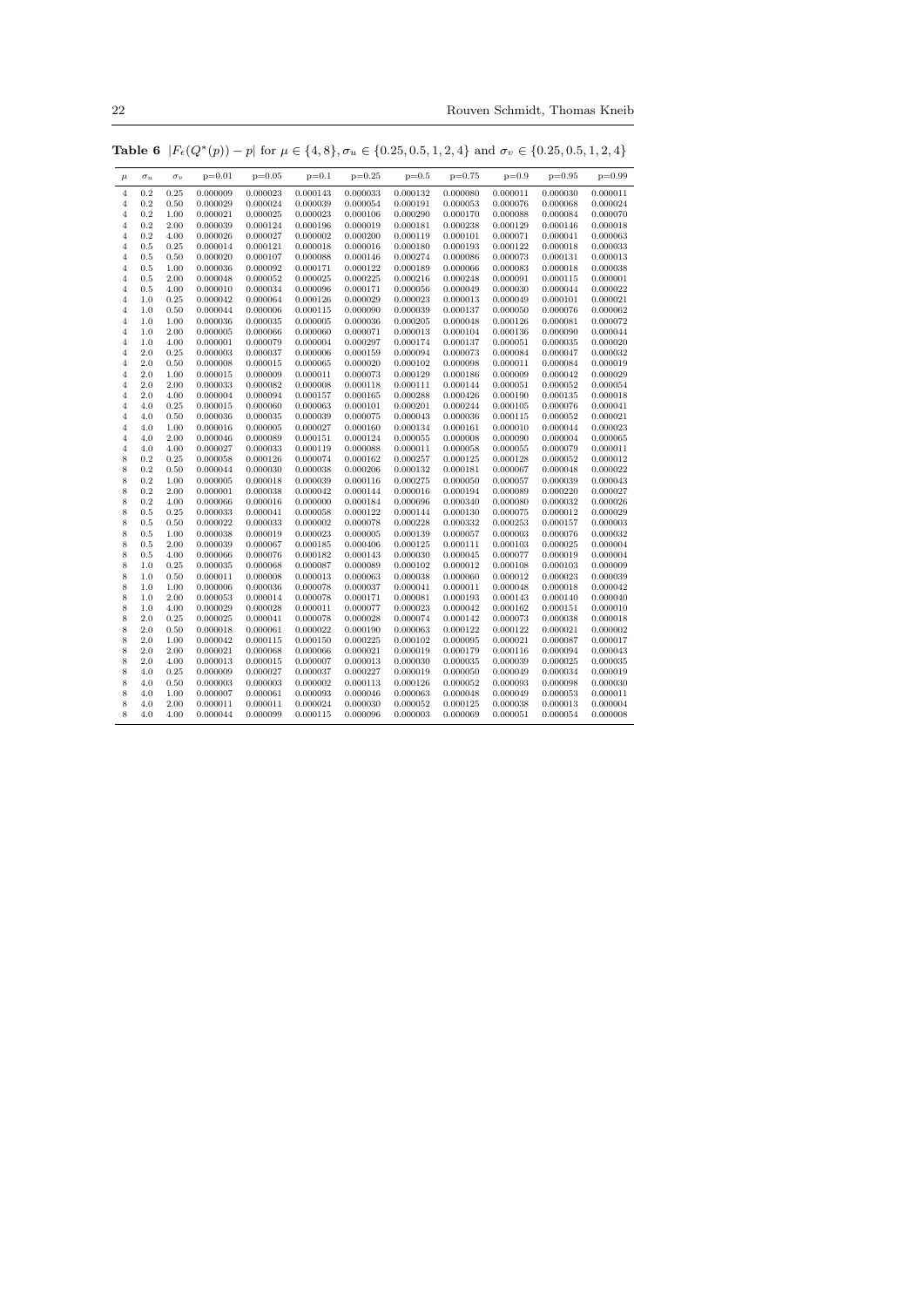**Table 6** $|F_\epsilon(Q^*(p)) - p|$ for $\mu \in \{4, 8\}, \sigma_u \in \{0.25, 0.5, 1, 2, 4\}$ and $\sigma_v \in \{0.25, 0.5, 1, 2, 4\}$

| $\mu$ | $\sigma_u$ | $\sigma_v$ | p=0.01 | p=0.05 | p=0.1 | p=0.25 | p=0.5 | p=0.75 | p=0.9 | p=0.95 | p=0.99 |
|---|---|---|---|---|---|---|---|---|---|---|---|
| 4 | 0.2 | 0.25 | 0.000009 | 0.000023 | 0.000143 | 0.000033 | 0.000132 | 0.000080 | 0.000011 | 0.000030 | 0.000011 |
| 4 | 0.2 | 0.50 | 0.000029 | 0.000024 | 0.000039 | 0.000054 | 0.000191 | 0.000053 | 0.000076 | 0.000068 | 0.000024 |
| 4 | 0.2 | 1.00 | 0.000021 | 0.000025 | 0.000023 | 0.000106 | 0.000290 | 0.000170 | 0.000088 | 0.000084 | 0.000070 |
| 4 | 0.2 | 2.00 | 0.000039 | 0.000124 | 0.000196 | 0.000019 | 0.000181 | 0.000238 | 0.000129 | 0.000146 | 0.000018 |
| 4 | 0.2 | 4.00 | 0.000026 | 0.000027 | 0.000002 | 0.000200 | 0.000119 | 0.000101 | 0.000071 | 0.000041 | 0.000063 |
| 4 | 0.5 | 0.25 | 0.000014 | 0.000121 | 0.000018 | 0.000016 | 0.000180 | 0.000193 | 0.000122 | 0.000018 | 0.000033 |
| 4 | 0.5 | 0.50 | 0.000020 | 0.000107 | 0.000088 | 0.000146 | 0.000274 | 0.000086 | 0.000073 | 0.000131 | 0.000013 |
| 4 | 0.5 | 1.00 | 0.000036 | 0.000092 | 0.000171 | 0.000122 | 0.000189 | 0.000066 | 0.000083 | 0.000018 | 0.000038 |
| 4 | 0.5 | 2.00 | 0.000048 | 0.000052 | 0.000025 | 0.000225 | 0.000216 | 0.000248 | 0.000091 | 0.000115 | 0.000001 |
| 4 | 0.5 | 4.00 | 0.000010 | 0.000034 | 0.000096 | 0.000171 | 0.000056 | 0.000049 | 0.000030 | 0.000044 | 0.000022 |
| 4 | 1.0 | 0.25 | 0.000042 | 0.000064 | 0.000126 | 0.000029 | 0.000023 | 0.000013 | 0.000049 | 0.000101 | 0.000021 |
| 4 | 1.0 | 0.50 | 0.000044 | 0.000006 | 0.000115 | 0.000090 | 0.000039 | 0.000137 | 0.000050 | 0.000076 | 0.000062 |
| 4 | 1.0 | 1.00 | 0.000036 | 0.000035 | 0.000005 | 0.000036 | 0.000205 | 0.000048 | 0.000126 | 0.000081 | 0.000072 |
| 4 | 1.0 | 2.00 | 0.000005 | 0.000066 | 0.000060 | 0.000071 | 0.000013 | 0.000104 | 0.000136 | 0.000090 | 0.000044 |
| 4 | 1.0 | 4.00 | 0.000001 | 0.000079 | 0.000004 | 0.000297 | 0.000174 | 0.000137 | 0.000051 | 0.000035 | 0.000020 |
| 4 | 2.0 | 0.25 | 0.000003 | 0.000037 | 0.000006 | 0.000159 | 0.000094 | 0.000073 | 0.000084 | 0.000047 | 0.000032 |
| 4 | 2.0 | 0.50 | 0.000008 | 0.000015 | 0.000065 | 0.000020 | 0.000102 | 0.000098 | 0.000011 | 0.000084 | 0.000019 |
| 4 | 2.0 | 1.00 | 0.000015 | 0.000009 | 0.000011 | 0.000073 | 0.000129 | 0.000186 | 0.000009 | 0.000042 | 0.000029 |
| 4 | 2.0 | 2.00 | 0.000033 | 0.000082 | 0.000008 | 0.000118 | 0.000111 | 0.000144 | 0.000051 | 0.000052 | 0.000054 |
| 4 | 2.0 | 4.00 | 0.000004 | 0.000094 | 0.000157 | 0.000165 | 0.000288 | 0.000426 | 0.000190 | 0.000135 | 0.000018 |
| 4 | 4.0 | 0.25 | 0.000015 | 0.000060 | 0.000063 | 0.000101 | 0.000201 | 0.000244 | 0.000105 | 0.000076 | 0.000041 |
| 4 | 4.0 | 0.50 | 0.000036 | 0.000035 | 0.000039 | 0.000075 | 0.000043 | 0.000036 | 0.000115 | 0.000052 | 0.000021 |
| 4 | 4.0 | 1.00 | 0.000016 | 0.000005 | 0.000027 | 0.000160 | 0.000134 | 0.000161 | 0.000010 | 0.000044 | 0.000023 |
| 4 | 4.0 | 2.00 | 0.000046 | 0.000089 | 0.000151 | 0.000124 | 0.000055 | 0.000008 | 0.000090 | 0.000004 | 0.000065 |
| 4 | 4.0 | 4.00 | 0.000027 | 0.000033 | 0.000119 | 0.000088 | 0.000011 | 0.000058 | 0.000055 | 0.000079 | 0.000011 |
| 8 | 0.2 | 0.25 | 0.000058 | 0.000126 | 0.000074 | 0.000162 | 0.000257 | 0.000125 | 0.000128 | 0.000052 | 0.000012 |
| 8 | 0.2 | 0.50 | 0.000044 | 0.000030 | 0.000038 | 0.000206 | 0.000132 | 0.000181 | 0.000067 | 0.000048 | 0.000022 |
| 8 | 0.2 | 1.00 | 0.000005 | 0.000018 | 0.000039 | 0.000116 | 0.000275 | 0.000050 | 0.000057 | 0.000039 | 0.000043 |
| 8 | 0.2 | 2.00 | 0.000001 | 0.000038 | 0.000042 | 0.000144 | 0.000016 | 0.000194 | 0.000089 | 0.000220 | 0.000027 |
| 8 | 0.2 | 4.00 | 0.000066 | 0.000016 | 0.000000 | 0.000184 | 0.000696 | 0.000340 | 0.000080 | 0.000032 | 0.000026 |
| 8 | 0.5 | 0.25 | 0.000033 | 0.000041 | 0.000058 | 0.000122 | 0.000144 | 0.000130 | 0.000075 | 0.000012 | 0.000029 |
| 8 | 0.5 | 0.50 | 0.000022 | 0.000033 | 0.000002 | 0.000078 | 0.000228 | 0.000332 | 0.000253 | 0.000157 | 0.000003 |
| 8 | 0.5 | 1.00 | 0.000038 | 0.000019 | 0.000023 | 0.000005 | 0.000139 | 0.000057 | 0.000003 | 0.000076 | 0.000032 |
| 8 | 0.5 | 2.00 | 0.000039 | 0.000067 | 0.000185 | 0.000406 | 0.000125 | 0.000111 | 0.000103 | 0.000025 | 0.000004 |
| 8 | 0.5 | 4.00 | 0.000066 | 0.000076 | 0.000182 | 0.000143 | 0.000030 | 0.000045 | 0.000077 | 0.000019 | 0.000004 |
| 8 | 1.0 | 0.25 | 0.000035 | 0.000068 | 0.000087 | 0.000089 | 0.000102 | 0.000012 | 0.000108 | 0.000103 | 0.000009 |
| 8 | 1.0 | 0.50 | 0.000011 | 0.000008 | 0.000013 | 0.000063 | 0.000038 | 0.000060 | 0.000012 | 0.000023 | 0.000039 |
| 8 | 1.0 | 1.00 | 0.000006 | 0.000036 | 0.000078 | 0.000037 | 0.000041 | 0.000011 | 0.000048 | 0.000018 | 0.000042 |
| 8 | 1.0 | 2.00 | 0.000053 | 0.000014 | 0.000078 | 0.000171 | 0.000081 | 0.000193 | 0.000143 | 0.000140 | 0.000040 |
| 8 | 1.0 | 4.00 | 0.000029 | 0.000028 | 0.000011 | 0.000077 | 0.000023 | 0.000042 | 0.000162 | 0.000151 | 0.000010 |
| 8 | 2.0 | 0.25 | 0.000025 | 0.000041 | 0.000078 | 0.000028 | 0.000074 | 0.000142 | 0.000073 | 0.000038 | 0.000018 |
| 8 | 2.0 | 0.50 | 0.000018 | 0.000061 | 0.000022 | 0.000190 | 0.000063 | 0.000122 | 0.000122 | 0.000021 | 0.000002 |
| 8 | 2.0 | 1.00 | 0.000042 | 0.000115 | 0.000150 | 0.000225 | 0.000102 | 0.000095 | 0.000021 | 0.000087 | 0.000017 |
| 8 | 2.0 | 2.00 | 0.000021 | 0.000068 | 0.000066 | 0.000021 | 0.000019 | 0.000179 | 0.000116 | 0.000094 | 0.000043 |
| 8 | 2.0 | 4.00 | 0.000013 | 0.000015 | 0.000007 | 0.000013 | 0.000030 | 0.000035 | 0.000039 | 0.000025 | 0.000035 |
| 8 | 4.0 | 0.25 | 0.000009 | 0.000027 | 0.000037 | 0.000227 | 0.000019 | 0.000050 | 0.000049 | 0.000034 | 0.000019 |
| 8 | 4.0 | 0.50 | 0.000003 | 0.000003 | 0.000002 | 0.000113 | 0.000126 | 0.000052 | 0.000093 | 0.000098 | 0.000030 |
| 8 | 4.0 | 1.00 | 0.000007 | 0.000061 | 0.000093 | 0.000046 | 0.000063 | 0.000048 | 0.000049 | 0.000053 | 0.000011 |
| 8 | 4.0 | 2.00 | 0.000011 | 0.000011 | 0.000024 | 0.000030 | 0.000052 | 0.000125 | 0.000038 | 0.000013 | 0.000004 |
| 8 | 4.0 | 4.00 | 0.000044 | 0.000099 | 0.000115 | 0.000096 | 0.000003 | 0.000069 | 0.000051 | 0.000054 | 0.000008 |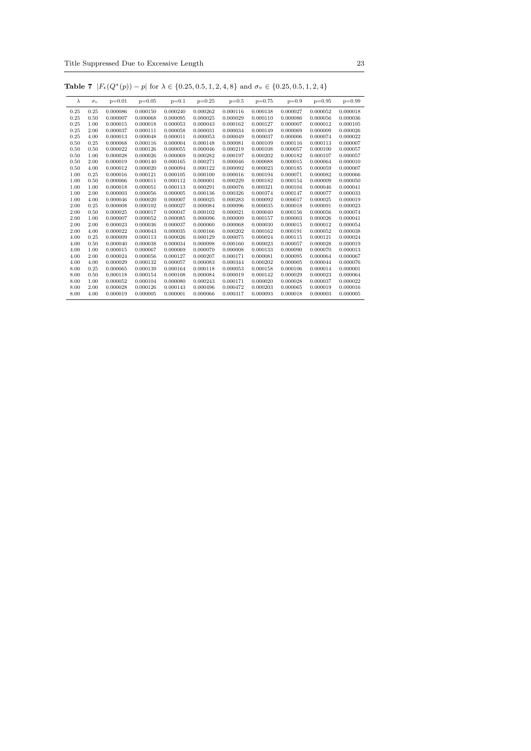**Table 7** $|F_\epsilon(Q^*(p)) - p|$ for $\lambda \in \{0.25, 0.5, 1, 2, 4, 8\}$ and $\sigma_v \in \{0.25, 0.5, 1, 2, 4\}$

| $\lambda$ | $\sigma_v$ | p=0.01 | p=0.05 | p=0.1 | p=0.25 | p=0.5 | p=0.75 | p=0.9 | p=0.95 | p=0.99 |
|---|---|---|---|---|---|---|---|---|---|---|
| 0.25 | 0.25 | 0.000086 | 0.000150 | 0.000240 | 0.000262 | 0.000116 | 0.000138 | 0.000027 | 0.000052 | 0.000018 |
| 0.25 | 0.50 | 0.000007 | 0.000068 | 0.000095 | 0.000025 | 0.000029 | 0.000110 | 0.000086 | 0.000056 | 0.000036 |
| 0.25 | 1.00 | 0.000015 | 0.000018 | 0.000053 | 0.000043 | 0.000162 | 0.000127 | 0.000007 | 0.000012 | 0.000105 |
| 0.25 | 2.00 | 0.000037 | 0.000111 | 0.000058 | 0.000031 | 0.000034 | 0.000149 | 0.000069 | 0.000009 | 0.000026 |
| 0.25 | 4.00 | 0.000013 | 0.000048 | 0.000011 | 0.000053 | 0.000049 | 0.000037 | 0.000006 | 0.000074 | 0.000022 |
| 0.50 | 0.25 | 0.000068 | 0.000116 | 0.000004 | 0.000148 | 0.000081 | 0.000109 | 0.000116 | 0.000113 | 0.000007 |
| 0.50 | 0.50 | 0.000022 | 0.000126 | 0.000055 | 0.000046 | 0.000219 | 0.000108 | 0.000057 | 0.000100 | 0.000057 |
| 0.50 | 1.00 | 0.000028 | 0.000026 | 0.000069 | 0.000282 | 0.000197 | 0.000202 | 0.000182 | 0.000107 | 0.000057 |
| 0.50 | 2.00 | 0.000019 | 0.000140 | 0.000165 | 0.000271 | 0.000046 | 0.000088 | 0.000015 | 0.000064 | 0.000010 |
| 0.50 | 4.00 | 0.000012 | 0.000020 | 0.000094 | 0.000122 | 0.000092 | 0.000023 | 0.000185 | 0.000059 | 0.000007 |
| 1.00 | 0.25 | 0.000016 | 0.000121 | 0.000105 | 0.000100 | 0.000016 | 0.000194 | 0.000071 | 0.000082 | 0.000066 |
| 1.00 | 0.50 | 0.000066 | 0.000011 | 0.000112 | 0.000001 | 0.000229 | 0.000182 | 0.000154 | 0.000009 | 0.000050 |
| 1.00 | 1.00 | 0.000018 | 0.000051 | 0.000113 | 0.000291 | 0.000076 | 0.000321 | 0.000104 | 0.000046 | 0.000041 |
| 1.00 | 2.00 | 0.000003 | 0.000056 | 0.000005 | 0.000136 | 0.000326 | 0.000374 | 0.000147 | 0.000077 | 0.000033 |
| 1.00 | 4.00 | 0.000046 | 0.000020 | 0.000007 | 0.000025 | 0.000283 | 0.000092 | 0.000017 | 0.000025 | 0.000019 |
| 2.00 | 0.25 | 0.000008 | 0.000102 | 0.000027 | 0.000084 | 0.000096 | 0.000035 | 0.000018 | 0.000091 | 0.000023 |
| 2.00 | 0.50 | 0.000025 | 0.000017 | 0.000047 | 0.000102 | 0.000021 | 0.000040 | 0.000156 | 0.000056 | 0.000074 |
| 2.00 | 1.00 | 0.000007 | 0.000052 | 0.000085 | 0.000096 | 0.000009 | 0.000157 | 0.000003 | 0.000026 | 0.000041 |
| 2.00 | 2.00 | 0.000023 | 0.000036 | 0.000037 | 0.000060 | 0.000068 | 0.000030 | 0.000015 | 0.000012 | 0.000054 |
| 2.00 | 4.00 | 0.000022 | 0.000043 | 0.000035 | 0.000166 | 0.000202 | 0.000162 | 0.000191 | 0.000052 | 0.000038 |
| 4.00 | 0.25 | 0.000009 | 0.000113 | 0.000026 | 0.000129 | 0.000075 | 0.000024 | 0.000115 | 0.000121 | 0.000024 |
| 4.00 | 0.50 | 0.000040 | 0.000038 | 0.000034 | 0.000098 | 0.000160 | 0.000023 | 0.000057 | 0.000028 | 0.000019 |
| 4.00 | 1.00 | 0.000015 | 0.000067 | 0.000069 | 0.000070 | 0.000008 | 0.000133 | 0.000090 | 0.000070 | 0.000013 |
| 4.00 | 2.00 | 0.000024 | 0.000056 | 0.000127 | 0.000207 | 0.000171 | 0.000081 | 0.000095 | 0.000064 | 0.000067 |
| 4.00 | 4.00 | 0.000029 | 0.000132 | 0.000057 | 0.000083 | 0.000344 | 0.000202 | 0.000005 | 0.000044 | 0.000076 |
| 8.00 | 0.25 | 0.000065 | 0.000139 | 0.000164 | 0.000118 | 0.000053 | 0.000158 | 0.000106 | 0.000014 | 0.000001 |
| 8.00 | 0.50 | 0.000118 | 0.000154 | 0.000108 | 0.000084 | 0.000019 | 0.000142 | 0.000029 | 0.000023 | 0.000064 |
| 8.00 | 1.00 | 0.000052 | 0.000104 | 0.000080 | 0.000243 | 0.000171 | 0.000020 | 0.000028 | 0.000037 | 0.000022 |
| 8.00 | 2.00 | 0.000028 | 0.000126 | 0.000143 | 0.000496 | 0.000472 | 0.000203 | 0.000065 | 0.000019 | 0.000016 |
| 8.00 | 4.00 | 0.000019 | 0.000005 | 0.000001 | 0.000066 | 0.000317 | 0.000093 | 0.000018 | 0.000003 | 0.000005 |